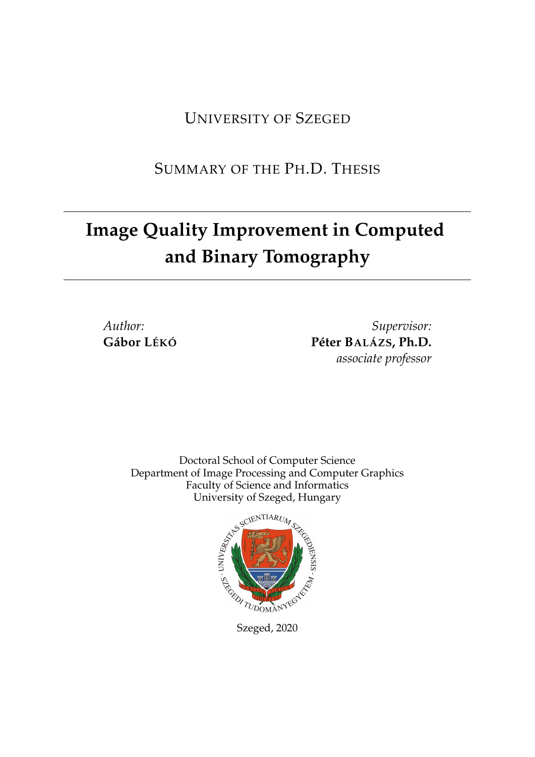UNIVERSITY OF SZEGED

SUMMARY OF THE PH.D. THESIS

# Image Quality Improvement in Computed and Binary Tomography

*Author:*
**Gábor LÉKÓ**

*Supervisor:*
**Péter BALÁZS, Ph.D.**
*associate professor*

Doctoral School of Computer Science
Department of Image Processing and Computer Graphics
Faculty of Science and Informatics
University of Szeged, Hungary

Szeged, 2020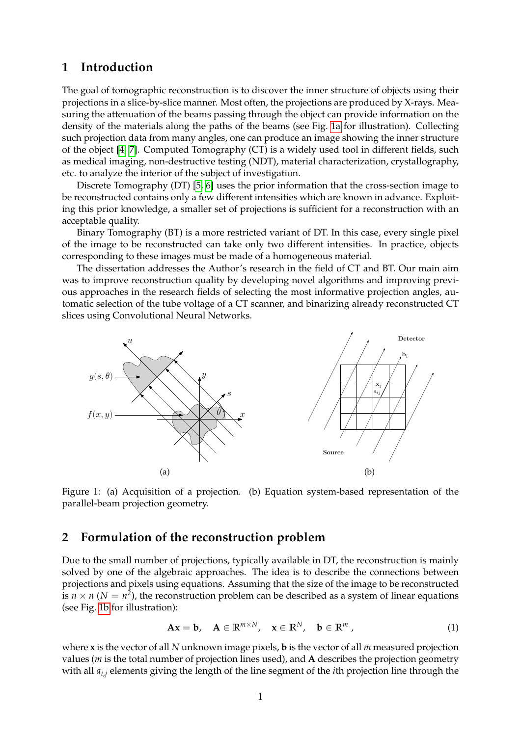## 1 Introduction

The goal of tomographic reconstruction is to discover the inner structure of objects using their projections in a slice-by-slice manner. Most often, the projections are produced by X-rays. Measuring the attenuation of the beams passing through the object can provide information on the density of the materials along the paths of the beams (see Fig. 1a for illustration). Collecting such projection data from many angles, one can produce an image showing the inner structure of the object [4, 7]. Computed Tomography (CT) is a widely used tool in different fields, such as medical imaging, non-destructive testing (NDT), material characterization, crystallography, etc. to analyze the interior of the subject of investigation.

Discrete Tomography (DT) [5, 6] uses the prior information that the cross-section image to be reconstructed contains only a few different intensities which are known in advance. Exploiting this prior knowledge, a smaller set of projections is sufficient for a reconstruction with an acceptable quality.

Binary Tomography (BT) is a more restricted variant of DT. In this case, every single pixel of the image to be reconstructed can take only two different intensities. In practice, objects corresponding to these images must be made of a homogeneous material.

The dissertation addresses the Author's research in the field of CT and BT. Our main aim was to improve reconstruction quality by developing novel algorithms and improving previous approaches in the research fields of selecting the most informative projection angles, automatic selection of the tube voltage of a CT scanner, and binarizing already reconstructed CT slices using Convolutional Neural Networks.

Figure 1: (a) Acquisition of a projection. (b) Equation system-based representation of the parallel-beam projection geometry.

## 2 Formulation of the reconstruction problem

Due to the small number of projections, typically available in DT, the reconstruction is mainly solved by one of the algebraic approaches. The idea is to describe the connections between projections and pixels using equations. Assuming that the size of the image to be reconstructed is $n \times n$ ($N = n^2$), the reconstruction problem can be described as a system of linear equations (see Fig. 1b for illustration):

$$\mathbf{A}\mathbf{x} = \mathbf{b}, \quad \mathbf{A} \in \mathbb{R}^{m \times N}, \quad \mathbf{x} \in \mathbb{R}^{N}, \quad \mathbf{b} \in \mathbb{R}^{m}\ , \tag{1}$$

where $\mathbf{x}$ is the vector of all $N$ unknown image pixels, $\mathbf{b}$ is the vector of all $m$ measured projection values ($m$ is the total number of projection lines used), and $\mathbf{A}$ describes the projection geometry with all $a_{i,j}$ elements giving the length of the line segment of the $i$th projection line through the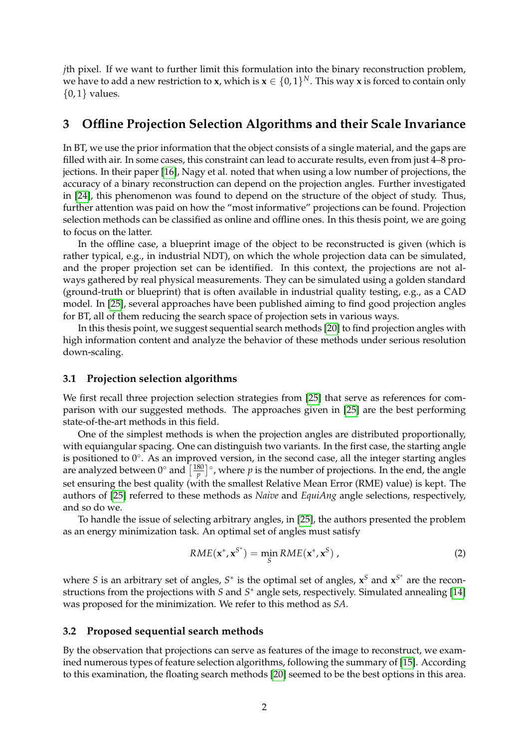*j*th pixel. If we want to further limit this formulation into the binary reconstruction problem, we have to add a new restriction to $\mathbf{x}$, which is $\mathbf{x} \in \{0,1\}^N$. This way $\mathbf{x}$ is forced to contain only $\{0,1\}$ values.

## 3 Offline Projection Selection Algorithms and their Scale Invariance

In BT, we use the prior information that the object consists of a single material, and the gaps are filled with air. In some cases, this constraint can lead to accurate results, even from just 4–8 projections. In their paper [16], Nagy et al. noted that when using a low number of projections, the accuracy of a binary reconstruction can depend on the projection angles. Further investigated in [24], this phenomenon was found to depend on the structure of the object of study. Thus, further attention was paid on how the "most informative" projections can be found. Projection selection methods can be classified as online and offline ones. In this thesis point, we are going to focus on the latter.

In the offline case, a blueprint image of the object to be reconstructed is given (which is rather typical, e.g., in industrial NDT), on which the whole projection data can be simulated, and the proper projection set can be identified. In this context, the projections are not always gathered by real physical measurements. They can be simulated using a golden standard (ground-truth or blueprint) that is often available in industrial quality testing, e.g., as a CAD model. In [25], several approaches have been published aiming to find good projection angles for BT, all of them reducing the search space of projection sets in various ways.

In this thesis point, we suggest sequential search methods [20] to find projection angles with high information content and analyze the behavior of these methods under serious resolution down-scaling.

### 3.1 Projection selection algorithms

We first recall three projection selection strategies from [25] that serve as references for comparison with our suggested methods. The approaches given in [25] are the best performing state-of-the-art methods in this field.

One of the simplest methods is when the projection angles are distributed proportionally, with equiangular spacing. One can distinguish two variants. In the first case, the starting angle is positioned to $0^\circ$. As an improved version, in the second case, all the integer starting angles are analyzed between $0^\circ$ and $\left[\frac{180}{p}\right]^\circ$, where $p$ is the number of projections. In the end, the angle set ensuring the best quality (with the smallest Relative Mean Error (RME) value) is kept. The authors of [25] referred to these methods as *Naive* and *EquiAng* angle selections, respectively, and so do we.

To handle the issue of selecting arbitrary angles, in [25], the authors presented the problem as an energy minimization task. An optimal set of angles must satisfy

$$RME(\mathbf{x}^*, \mathbf{x}^{S^*}) = \min_S RME(\mathbf{x}^*, \mathbf{x}^S) , \tag{2}$$

where $S$ is an arbitrary set of angles, $S^*$ is the optimal set of angles, $\mathbf{x}^S$ and $\mathbf{x}^{S^*}$ are the reconstructions from the projections with $S$ and $S^*$ angle sets, respectively. Simulated annealing [14] was proposed for the minimization. We refer to this method as *SA*.

### 3.2 Proposed sequential search methods

By the observation that projections can serve as features of the image to reconstruct, we examined numerous types of feature selection algorithms, following the summary of [15]. According to this examination, the floating search methods [20] seemed to be the best options in this area.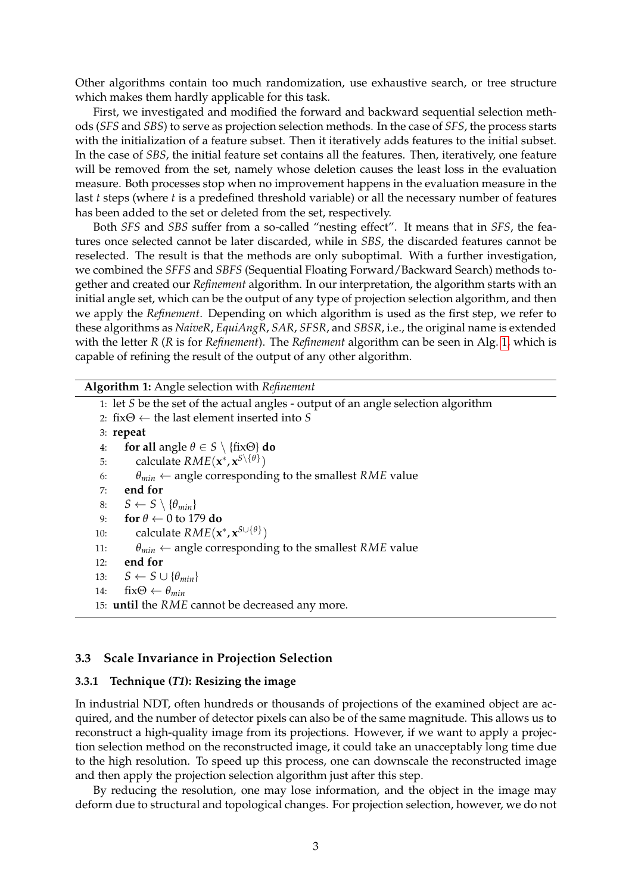Other algorithms contain too much randomization, use exhaustive search, or tree structure which makes them hardly applicable for this task.

First, we investigated and modified the forward and backward sequential selection methods (*SFS* and *SBS*) to serve as projection selection methods. In the case of *SFS*, the process starts with the initialization of a feature subset. Then it iteratively adds features to the initial subset. In the case of *SBS*, the initial feature set contains all the features. Then, iteratively, one feature will be removed from the set, namely whose deletion causes the least loss in the evaluation measure. Both processes stop when no improvement happens in the evaluation measure in the last $t$ steps (where $t$ is a predefined threshold variable) or all the necessary number of features has been added to the set or deleted from the set, respectively.

Both *SFS* and *SBS* suffer from a so-called "nesting effect". It means that in *SFS*, the features once selected cannot be later discarded, while in *SBS*, the discarded features cannot be reselected. The result is that the methods are only suboptimal. With a further investigation, we combined the *SFFS* and *SBFS* (Sequential Floating Forward/Backward Search) methods together and created our *Refinement* algorithm. In our interpretation, the algorithm starts with an initial angle set, which can be the output of any type of projection selection algorithm, and then we apply the *Refinement*. Depending on which algorithm is used as the first step, we refer to these algorithms as *NaiveR*, *EquiAngR*, *SAR*, *SFSR*, and *SBSR*, i.e., the original name is extended with the letter *R* (*R* is for *Refinement*). The *Refinement* algorithm can be seen in Alg. 1, which is capable of refining the result of the output of any other algorithm.

**Algorithm 1:** Angle selection with *Refinement*

```
1: let S be the set of the actual angles - output of an angle selection algorithm
2: fixΘ ← the last element inserted into S
3: repeat
4:    for all angle θ ∈ S \ {fixΘ} do
5:       calculate RME(x*, x^{S\{θ}})
6:       θ_min ← angle corresponding to the smallest RME value
7:    end for
8:    S ← S \ {θ_min}
9:    for θ ← 0 to 179 do
10:      calculate RME(x*, x^{S∪{θ}})
11:      θ_min ← angle corresponding to the smallest RME value
12:   end for
13:   S ← S ∪ {θ_min}
14:   fixΘ ← θ_min
15: until the RME cannot be decreased any more.
```

### 3.3 Scale Invariance in Projection Selection

#### 3.3.1 Technique (*T1*): Resizing the image

In industrial NDT, often hundreds or thousands of projections of the examined object are acquired, and the number of detector pixels can also be of the same magnitude. This allows us to reconstruct a high-quality image from its projections. However, if we want to apply a projection selection method on the reconstructed image, it could take an unacceptably long time due to the high resolution. To speed up this process, one can downscale the reconstructed image and then apply the projection selection algorithm just after this step.

By reducing the resolution, one may lose information, and the object in the image may deform due to structural and topological changes. For projection selection, however, we do not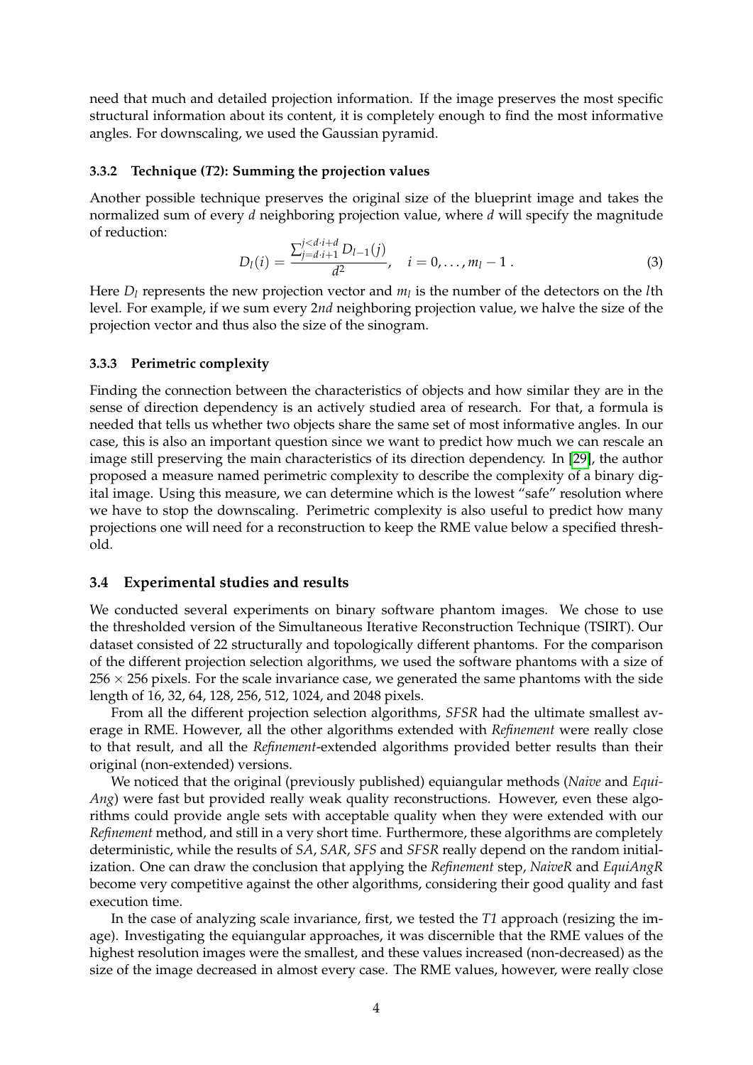need that much and detailed projection information. If the image preserves the most specific structural information about its content, it is completely enough to find the most informative angles. For downscaling, we used the Gaussian pyramid.

#### 3.3.2 Technique (*T2*): Summing the projection values

Another possible technique preserves the original size of the blueprint image and takes the normalized sum of every $d$ neighboring projection value, where $d$ will specify the magnitude of reduction:

$$D_l(i) = \frac{\sum_{j=d \cdot i+1}^{j<d \cdot i+d} D_{l-1}(j)}{d^2}, \quad i = 0, \ldots, m_l - 1 . \tag{3}$$

Here $D_l$ represents the new projection vector and $m_l$ is the number of the detectors on the $l$th level. For example, if we sum every 2*nd* neighboring projection value, we halve the size of the projection vector and thus also the size of the sinogram.

#### 3.3.3 Perimetric complexity

Finding the connection between the characteristics of objects and how similar they are in the sense of direction dependency is an actively studied area of research. For that, a formula is needed that tells us whether two objects share the same set of most informative angles. In our case, this is also an important question since we want to predict how much we can rescale an image still preserving the main characteristics of its direction dependency. In [29], the author proposed a measure named perimetric complexity to describe the complexity of a binary digital image. Using this measure, we can determine which is the lowest "safe" resolution where we have to stop the downscaling. Perimetric complexity is also useful to predict how many projections one will need for a reconstruction to keep the RME value below a specified threshold.

### 3.4 Experimental studies and results

We conducted several experiments on binary software phantom images. We chose to use the thresholded version of the Simultaneous Iterative Reconstruction Technique (TSIRT). Our dataset consisted of 22 structurally and topologically different phantoms. For the comparison of the different projection selection algorithms, we used the software phantoms with a size of $256 \times 256$ pixels. For the scale invariance case, we generated the same phantoms with the side length of 16, 32, 64, 128, 256, 512, 1024, and 2048 pixels.

From all the different projection selection algorithms, *SFSR* had the ultimate smallest average in RME. However, all the other algorithms extended with *Refinement* were really close to that result, and all the *Refinement*-extended algorithms provided better results than their original (non-extended) versions.

We noticed that the original (previously published) equiangular methods (*Naive* and *EquiAng*) were fast but provided really weak quality reconstructions. However, even these algorithms could provide angle sets with acceptable quality when they were extended with our *Refinement* method, and still in a very short time. Furthermore, these algorithms are completely deterministic, while the results of *SA*, *SAR*, *SFS* and *SFSR* really depend on the random initialization. One can draw the conclusion that applying the *Refinement* step, *NaiveR* and *EquiAngR* become very competitive against the other algorithms, considering their good quality and fast execution time.

In the case of analyzing scale invariance, first, we tested the *T1* approach (resizing the image). Investigating the equiangular approaches, it was discernible that the RME values of the highest resolution images were the smallest, and these values increased (non-decreased) as the size of the image decreased in almost every case. The RME values, however, were really close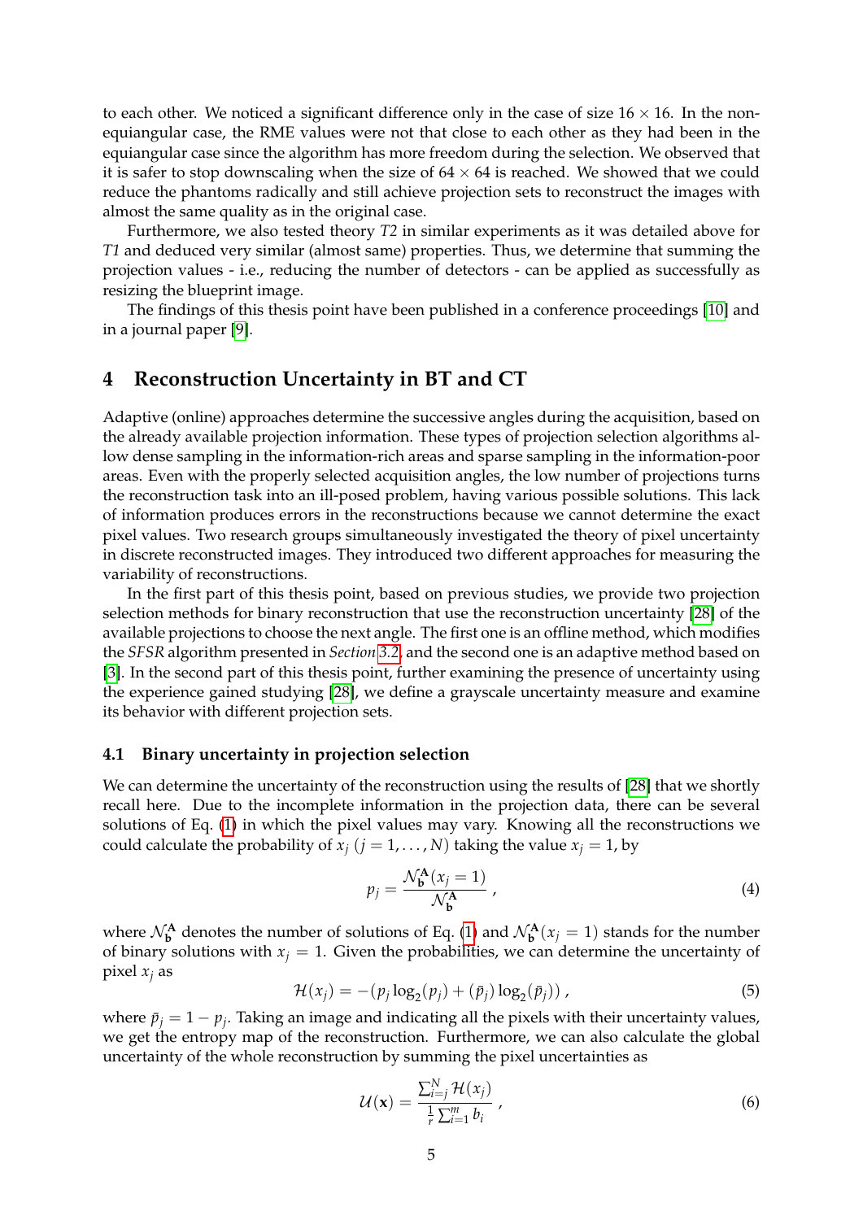to each other. We noticed a significant difference only in the case of size $16 \times 16$. In the non-equiangular case, the RME values were not that close to each other as they had been in the equiangular case since the algorithm has more freedom during the selection. We observed that it is safer to stop downscaling when the size of $64 \times 64$ is reached. We showed that we could reduce the phantoms radically and still achieve projection sets to reconstruct the images with almost the same quality as in the original case.

Furthermore, we also tested theory *T2* in similar experiments as it was detailed above for *T1* and deduced very similar (almost same) properties. Thus, we determine that summing the projection values - i.e., reducing the number of detectors - can be applied as successfully as resizing the blueprint image.

The findings of this thesis point have been published in a conference proceedings [10] and in a journal paper [9].

## 4 Reconstruction Uncertainty in BT and CT

Adaptive (online) approaches determine the successive angles during the acquisition, based on the already available projection information. These types of projection selection algorithms allow dense sampling in the information-rich areas and sparse sampling in the information-poor areas. Even with the properly selected acquisition angles, the low number of projections turns the reconstruction task into an ill-posed problem, having various possible solutions. This lack of information produces errors in the reconstructions because we cannot determine the exact pixel values. Two research groups simultaneously investigated the theory of pixel uncertainty in discrete reconstructed images. They introduced two different approaches for measuring the variability of reconstructions.

In the first part of this thesis point, based on previous studies, we provide two projection selection methods for binary reconstruction that use the reconstruction uncertainty [28] of the available projections to choose the next angle. The first one is an offline method, which modifies the *SFSR* algorithm presented in *Section 3.2*, and the second one is an adaptive method based on [3]. In the second part of this thesis point, further examining the presence of uncertainty using the experience gained studying [28], we define a grayscale uncertainty measure and examine its behavior with different projection sets.

### 4.1 Binary uncertainty in projection selection

We can determine the uncertainty of the reconstruction using the results of [28] that we shortly recall here. Due to the incomplete information in the projection data, there can be several solutions of Eq. (1) in which the pixel values may vary. Knowing all the reconstructions we could calculate the probability of $x_j$ ($j = 1, \ldots, N$) taking the value $x_j = 1$, by

$$p_j = \frac{\mathcal{N}_{\mathbf{b}}^{\mathbf{A}}(x_j = 1)}{\mathcal{N}_{\mathbf{b}}^{\mathbf{A}}} \,, \tag{4}$$

where $\mathcal{N}_{\mathbf{b}}^{\mathbf{A}}$ denotes the number of solutions of Eq. (1) and $\mathcal{N}_{\mathbf{b}}^{\mathbf{A}}(x_j = 1)$ stands for the number of binary solutions with $x_j = 1$. Given the probabilities, we can determine the uncertainty of pixel $x_j$ as

$$\mathcal{H}(x_j) = -(p_j \log_2(p_j) + (\bar{p}_j) \log_2(\bar{p}_j)) \,, \tag{5}$$

where $\bar{p}_j = 1 - p_j$. Taking an image and indicating all the pixels with their uncertainty values, we get the entropy map of the reconstruction. Furthermore, we can also calculate the global uncertainty of the whole reconstruction by summing the pixel uncertainties as

$$\mathcal{U}(\mathbf{x}) = \frac{\sum_{i=j}^{N} \mathcal{H}(x_j)}{\frac{1}{r} \sum_{i=1}^{m} b_i} \,, \tag{6}$$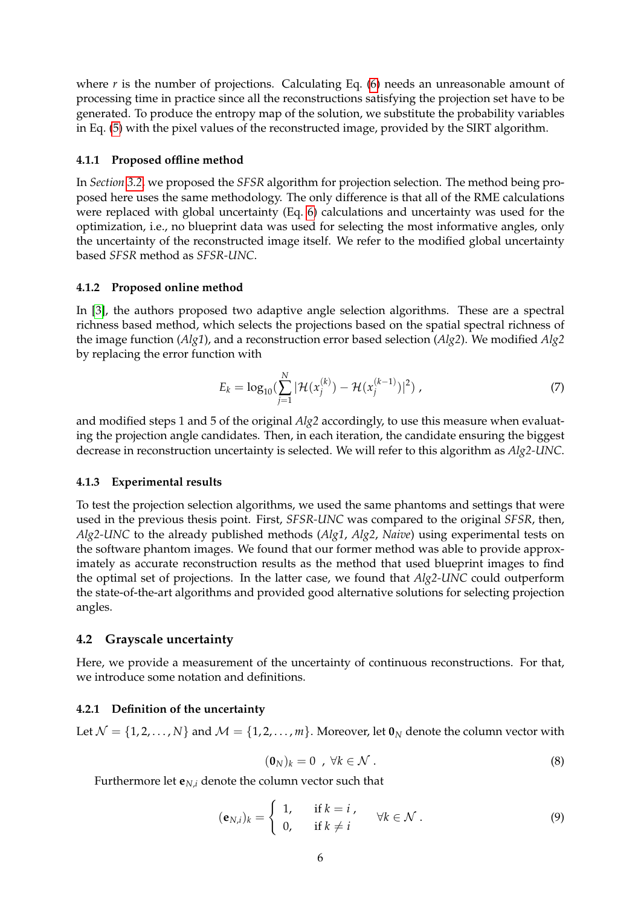where $r$ is the number of projections. Calculating Eq. (6) needs an unreasonable amount of processing time in practice since all the reconstructions satisfying the projection set have to be generated. To produce the entropy map of the solution, we substitute the probability variables in Eq. (5) with the pixel values of the reconstructed image, provided by the SIRT algorithm.

### 4.1.1 Proposed offline method

In *Section 3.2* we proposed the *SFSR* algorithm for projection selection. The method being proposed here uses the same methodology. The only difference is that all of the RME calculations were replaced with global uncertainty (Eq. 6) calculations and uncertainty was used for the optimization, i.e., no blueprint data was used for selecting the most informative angles, only the uncertainty of the reconstructed image itself. We refer to the modified global uncertainty based *SFSR* method as *SFSR-UNC*.

### 4.1.2 Proposed online method

In [3], the authors proposed two adaptive angle selection algorithms. These are a spectral richness based method, which selects the projections based on the spatial spectral richness of the image function (*Alg1*), and a reconstruction error based selection (*Alg2*). We modified *Alg2* by replacing the error function with

$$E_k = \log_{10}\left(\sum_{j=1}^{N} |\mathcal{H}(x_j^{(k)}) - \mathcal{H}(x_j^{(k-1)})|^2\right) , \tag{7}$$

and modified steps 1 and 5 of the original *Alg2* accordingly, to use this measure when evaluating the projection angle candidates. Then, in each iteration, the candidate ensuring the biggest decrease in reconstruction uncertainty is selected. We will refer to this algorithm as *Alg2-UNC*.

### 4.1.3 Experimental results

To test the projection selection algorithms, we used the same phantoms and settings that were used in the previous thesis point. First, *SFSR-UNC* was compared to the original *SFSR*, then, *Alg2-UNC* to the already published methods (*Alg1*, *Alg2*, *Naive*) using experimental tests on the software phantom images. We found that our former method was able to provide approximately as accurate reconstruction results as the method that used blueprint images to find the optimal set of projections. In the latter case, we found that *Alg2-UNC* could outperform the state-of-the-art algorithms and provided good alternative solutions for selecting projection angles.

## 4.2 Grayscale uncertainty

Here, we provide a measurement of the uncertainty of continuous reconstructions. For that, we introduce some notation and definitions.

### 4.2.1 Definition of the uncertainty

Let $\mathcal{N} = \{1, 2, \ldots, N\}$ and $\mathcal{M} = \{1, 2, \ldots, m\}$. Moreover, let $\mathbf{0}_N$ denote the column vector with

$$(\mathbf{0}_N)_k = 0 \ , \ \forall k \in \mathcal{N} \ . \tag{8}$$

Furthermore let $\mathbf{e}_{N,i}$ denote the column vector such that

$$(\mathbf{e}_{N,i})_k = \begin{cases} 1, & \text{if } k = i \ , \\ 0, & \text{if } k \neq i \end{cases} \quad \forall k \in \mathcal{N} \ . \tag{9}$$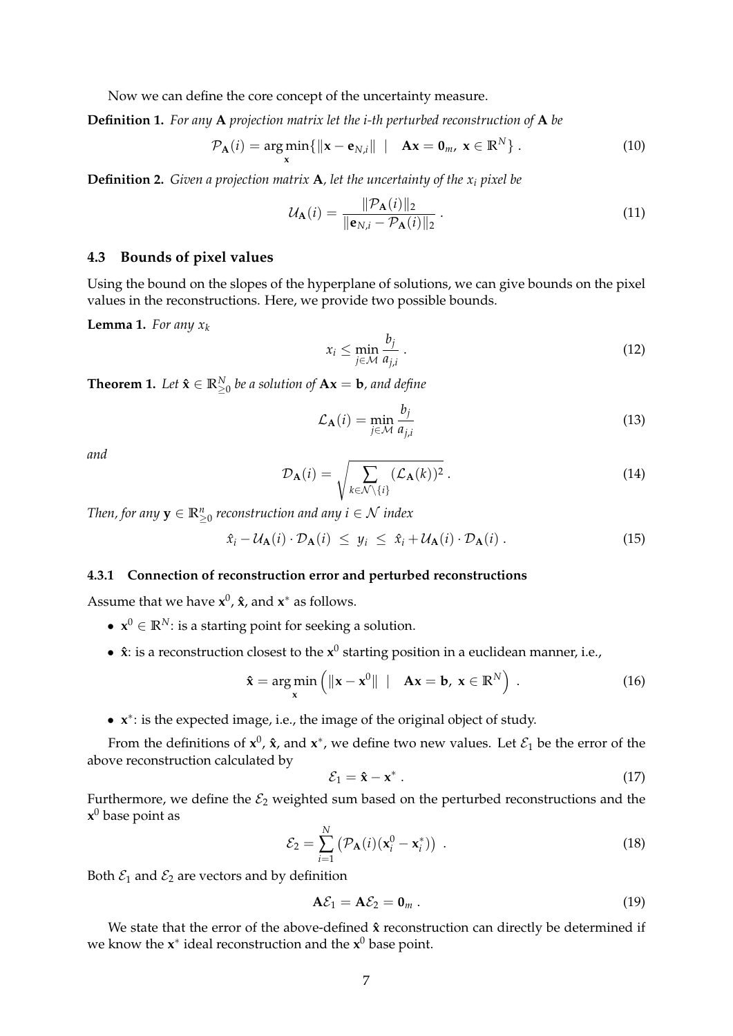Now we can define the core concept of the uncertainty measure.

**Definition 1.** *For any* $\mathbf{A}$ *projection matrix let the i-th perturbed reconstruction of* $\mathbf{A}$ *be*

$$\mathcal{P}_{\mathbf{A}}(i) = \underset{\mathbf{x}}{\arg\min}\{\|\mathbf{x} - \mathbf{e}_{N,i}\| \;\;|\;\; \mathbf{A}\mathbf{x} = \mathbf{0}_m,\ \mathbf{x} \in \mathbb{R}^N\} \ . \tag{10}$$

**Definition 2.** *Given a projection matrix* $\mathbf{A}$*, let the uncertainty of the* $x_i$ *pixel be*

$$\mathcal{U}_{\mathbf{A}}(i) = \frac{\|\mathcal{P}_{\mathbf{A}}(i)\|_2}{\|\mathbf{e}_{N,i} - \mathcal{P}_{\mathbf{A}}(i)\|_2} \ . \tag{11}$$

### 4.3 Bounds of pixel values

Using the bound on the slopes of the hyperplane of solutions, we can give bounds on the pixel values in the reconstructions. Here, we provide two possible bounds.

**Lemma 1.** *For any* $x_k$

$$x_i \le \min_{j \in \mathcal{M}} \frac{b_j}{a_{j,i}} \ . \tag{12}$$

**Theorem 1.** *Let* $\hat{\mathbf{x}} \in \mathbb{R}^N_{\ge 0}$ *be a solution of* $\mathbf{A}\mathbf{x} = \mathbf{b}$*, and define*

$$\mathcal{L}_{\mathbf{A}}(i) = \min_{j \in \mathcal{M}} \frac{b_j}{a_{j,i}} \tag{13}$$

*and*

$$\mathcal{D}_{\mathbf{A}}(i) = \sqrt{\sum_{k \in \mathcal{N} \setminus \{i\}} (\mathcal{L}_{\mathbf{A}}(k))^2} \ . \tag{14}$$

*Then, for any* $\mathbf{y} \in \mathbb{R}^n_{\ge 0}$ *reconstruction and any* $i \in \mathcal{N}$ *index*

$$\hat{x}_i - \mathcal{U}_{\mathbf{A}}(i) \cdot \mathcal{D}_{\mathbf{A}}(i) \;\le\; y_i \;\le\; \hat{x}_i + \mathcal{U}_{\mathbf{A}}(i) \cdot \mathcal{D}_{\mathbf{A}}(i) \ . \tag{15}$$

#### 4.3.1 Connection of reconstruction error and perturbed reconstructions

Assume that we have $\mathbf{x}^0$, $\hat{\mathbf{x}}$, and $\mathbf{x}^*$ as follows.

- $\mathbf{x}^0 \in \mathbb{R}^N$: is a starting point for seeking a solution.
- $\hat{\mathbf{x}}$: is a reconstruction closest to the $\mathbf{x}^0$ starting position in a euclidean manner, i.e.,

$$\hat{\mathbf{x}} = \underset{\mathbf{x}}{\arg\min}\left(\|\mathbf{x} - \mathbf{x}^0\| \;\;|\;\; \mathbf{A}\mathbf{x} = \mathbf{b},\ \mathbf{x} \in \mathbb{R}^N\right) \ . \tag{16}$$

- $\mathbf{x}^*$: is the expected image, i.e., the image of the original object of study.

From the definitions of $\mathbf{x}^0$, $\hat{\mathbf{x}}$, and $\mathbf{x}^*$, we define two new values. Let $\mathcal{E}_1$ be the error of the above reconstruction calculated by

$$\mathcal{E}_1 = \hat{\mathbf{x}} - \mathbf{x}^* \ . \tag{17}$$

Furthermore, we define the $\mathcal{E}_2$ weighted sum based on the perturbed reconstructions and the $\mathbf{x}^0$ base point as

$$\mathcal{E}_2 = \sum_{i=1}^{N} \left(\mathcal{P}_{\mathbf{A}}(i)(\mathbf{x}^0_i - \mathbf{x}^*_i)\right) \ . \tag{18}$$

Both $\mathcal{E}_1$ and $\mathcal{E}_2$ are vectors and by definition

$$\mathbf{A}\mathcal{E}_1 = \mathbf{A}\mathcal{E}_2 = \mathbf{0}_m \ . \tag{19}$$

We state that the error of the above-defined $\hat{\mathbf{x}}$ reconstruction can directly be determined if we know the $\mathbf{x}^*$ ideal reconstruction and the $\mathbf{x}^0$ base point.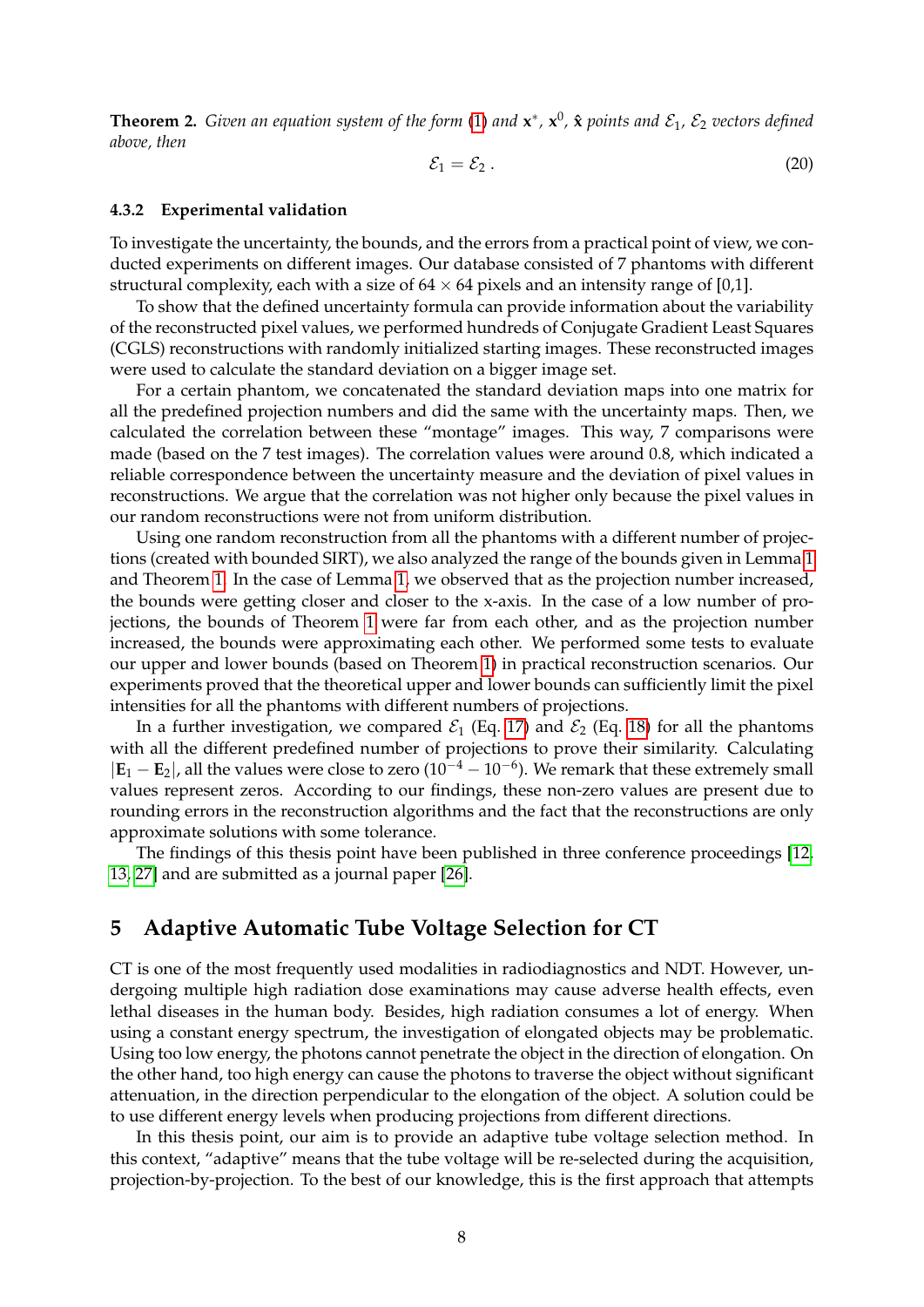**Theorem 2.** *Given an equation system of the form* (1) *and* $\mathbf{x}^*$, $\mathbf{x}^0$, $\hat{\mathbf{x}}$ *points and* $\mathcal{E}_1$, $\mathcal{E}_2$ *vectors defined above, then*

$$\mathcal{E}_1 = \mathcal{E}_2 \,. \tag{20}$$

#### 4.3.2 Experimental validation

To investigate the uncertainty, the bounds, and the errors from a practical point of view, we conducted experiments on different images. Our database consisted of 7 phantoms with different structural complexity, each with a size of $64 \times 64$ pixels and an intensity range of [0,1].

To show that the defined uncertainty formula can provide information about the variability of the reconstructed pixel values, we performed hundreds of Conjugate Gradient Least Squares (CGLS) reconstructions with randomly initialized starting images. These reconstructed images were used to calculate the standard deviation on a bigger image set.

For a certain phantom, we concatenated the standard deviation maps into one matrix for all the predefined projection numbers and did the same with the uncertainty maps. Then, we calculated the correlation between these "montage" images. This way, 7 comparisons were made (based on the 7 test images). The correlation values were around 0.8, which indicated a reliable correspondence between the uncertainty measure and the deviation of pixel values in reconstructions. We argue that the correlation was not higher only because the pixel values in our random reconstructions were not from uniform distribution.

Using one random reconstruction from all the phantoms with a different number of projections (created with bounded SIRT), we also analyzed the range of the bounds given in Lemma 1 and Theorem 1. In the case of Lemma 1, we observed that as the projection number increased, the bounds were getting closer and closer to the x-axis. In the case of a low number of projections, the bounds of Theorem 1 were far from each other, and as the projection number increased, the bounds were approximating each other. We performed some tests to evaluate our upper and lower bounds (based on Theorem 1) in practical reconstruction scenarios. Our experiments proved that the theoretical upper and lower bounds can sufficiently limit the pixel intensities for all the phantoms with different numbers of projections.

In a further investigation, we compared $\mathcal{E}_1$ (Eq. 17) and $\mathcal{E}_2$ (Eq. 18) for all the phantoms with all the different predefined number of projections to prove their similarity. Calculating $|\mathbf{E}_1 - \mathbf{E}_2|$, all the values were close to zero ($10^{-4} - 10^{-6}$). We remark that these extremely small values represent zeros. According to our findings, these non-zero values are present due to rounding errors in the reconstruction algorithms and the fact that the reconstructions are only approximate solutions with some tolerance.

The findings of this thesis point have been published in three conference proceedings [12, 13, 27] and are submitted as a journal paper [26].

## 5 Adaptive Automatic Tube Voltage Selection for CT

CT is one of the most frequently used modalities in radiodiagnostics and NDT. However, undergoing multiple high radiation dose examinations may cause adverse health effects, even lethal diseases in the human body. Besides, high radiation consumes a lot of energy. When using a constant energy spectrum, the investigation of elongated objects may be problematic. Using too low energy, the photons cannot penetrate the object in the direction of elongation. On the other hand, too high energy can cause the photons to traverse the object without significant attenuation, in the direction perpendicular to the elongation of the object. A solution could be to use different energy levels when producing projections from different directions.

In this thesis point, our aim is to provide an adaptive tube voltage selection method. In this context, "adaptive" means that the tube voltage will be re-selected during the acquisition, projection-by-projection. To the best of our knowledge, this is the first approach that attempts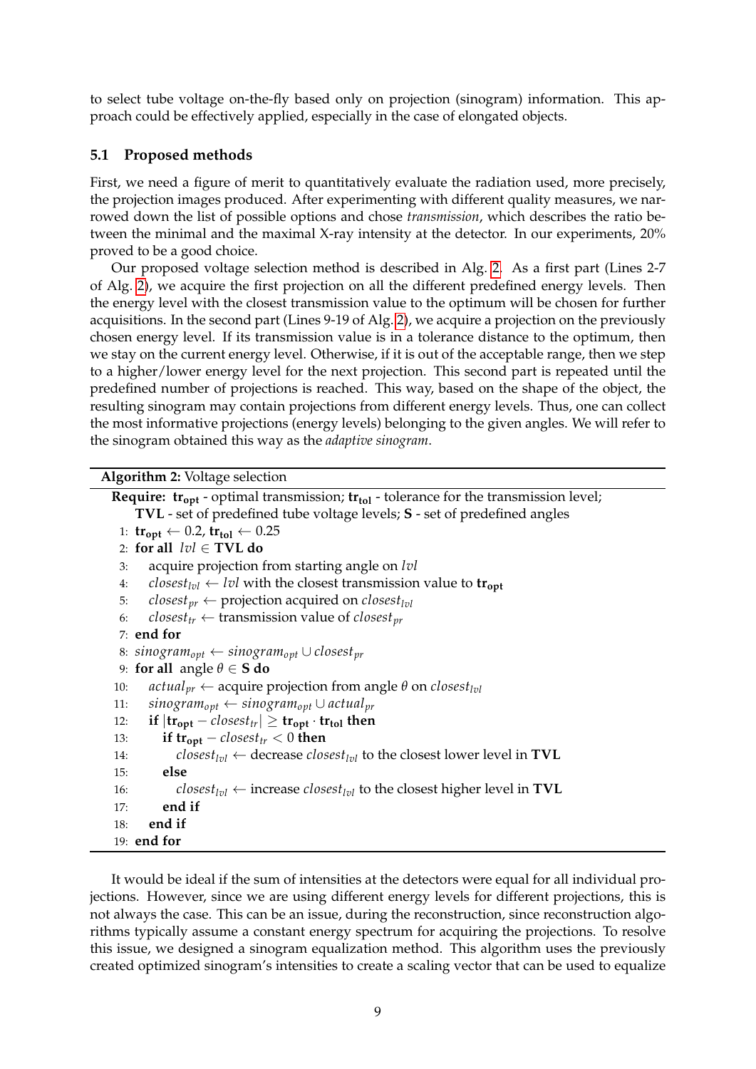to select tube voltage on-the-fly based only on projection (sinogram) information. This approach could be effectively applied, especially in the case of elongated objects.

### 5.1 Proposed methods

First, we need a figure of merit to quantitatively evaluate the radiation used, more precisely, the projection images produced. After experimenting with different quality measures, we narrowed down the list of possible options and chose *transmission*, which describes the ratio between the minimal and the maximal X-ray intensity at the detector. In our experiments, 20% proved to be a good choice.

Our proposed voltage selection method is described in Alg. 2. As a first part (Lines 2-7 of Alg. 2), we acquire the first projection on all the different predefined energy levels. Then the energy level with the closest transmission value to the optimum will be chosen for further acquisitions. In the second part (Lines 9-19 of Alg. 2), we acquire a projection on the previously chosen energy level. If its transmission value is in a tolerance distance to the optimum, then we stay on the current energy level. Otherwise, if it is out of the acceptable range, then we step to a higher/lower energy level for the next projection. This second part is repeated until the predefined number of projections is reached. This way, based on the shape of the object, the resulting sinogram may contain projections from different energy levels. Thus, one can collect the most informative projections (energy levels) belonging to the given angles. We will refer to the sinogram obtained this way as the *adaptive sinogram*.

**Algorithm 2:** Voltage selection

**Require:** $\mathbf{tr_{opt}}$ - optimal transmission; $\mathbf{tr_{tol}}$ - tolerance for the transmission level; $\mathbf{TVL}$ - set of predefined tube voltage levels; $\mathbf{S}$ - set of predefined angles

1: $\mathbf{tr_{opt}} \leftarrow 0.2$, $\mathbf{tr_{tol}} \leftarrow 0.25$
2: **for all** $lvl \in \mathbf{TVL}$ **do**
3: &nbsp;&nbsp;&nbsp;&nbsp;acquire projection from starting angle on $lvl$
4: &nbsp;&nbsp;&nbsp;&nbsp;$closest_{lvl} \leftarrow lvl$ with the closest transmission value to $\mathbf{tr_{opt}}$
5: &nbsp;&nbsp;&nbsp;&nbsp;$closest_{pr} \leftarrow$ projection acquired on $closest_{lvl}$
6: &nbsp;&nbsp;&nbsp;&nbsp;$closest_{tr} \leftarrow$ transmission value of $closest_{pr}$
7: **end for**
8: $sinogram_{opt} \leftarrow sinogram_{opt} \cup closest_{pr}$
9: **for all** angle $\theta \in \mathbf{S}$ **do**
10: &nbsp;&nbsp;&nbsp;&nbsp;$actual_{pr} \leftarrow$ acquire projection from angle $\theta$ on $closest_{lvl}$
11: &nbsp;&nbsp;&nbsp;&nbsp;$sinogram_{opt} \leftarrow sinogram_{opt} \cup actual_{pr}$
12: &nbsp;&nbsp;&nbsp;&nbsp;**if** $|\mathbf{tr_{opt}} - closest_{tr}| \geq \mathbf{tr_{opt}} \cdot \mathbf{tr_{tol}}$ **then**
13: &nbsp;&nbsp;&nbsp;&nbsp;&nbsp;&nbsp;&nbsp;&nbsp;**if** $\mathbf{tr_{opt}} - closest_{tr} < 0$ **then**
14: &nbsp;&nbsp;&nbsp;&nbsp;&nbsp;&nbsp;&nbsp;&nbsp;&nbsp;&nbsp;&nbsp;&nbsp;$closest_{lvl} \leftarrow$ decrease $closest_{lvl}$ to the closest lower level in $\mathbf{TVL}$
15: &nbsp;&nbsp;&nbsp;&nbsp;&nbsp;&nbsp;&nbsp;&nbsp;**else**
16: &nbsp;&nbsp;&nbsp;&nbsp;&nbsp;&nbsp;&nbsp;&nbsp;&nbsp;&nbsp;&nbsp;&nbsp;$closest_{lvl} \leftarrow$ increase $closest_{lvl}$ to the closest higher level in $\mathbf{TVL}$
17: &nbsp;&nbsp;&nbsp;&nbsp;&nbsp;&nbsp;&nbsp;&nbsp;**end if**
18: &nbsp;&nbsp;&nbsp;&nbsp;**end if**
19: **end for**

It would be ideal if the sum of intensities at the detectors were equal for all individual projections. However, since we are using different energy levels for different projections, this is not always the case. This can be an issue, during the reconstruction, since reconstruction algorithms typically assume a constant energy spectrum for acquiring the projections. To resolve this issue, we designed a sinogram equalization method. This algorithm uses the previously created optimized sinogram's intensities to create a scaling vector that can be used to equalize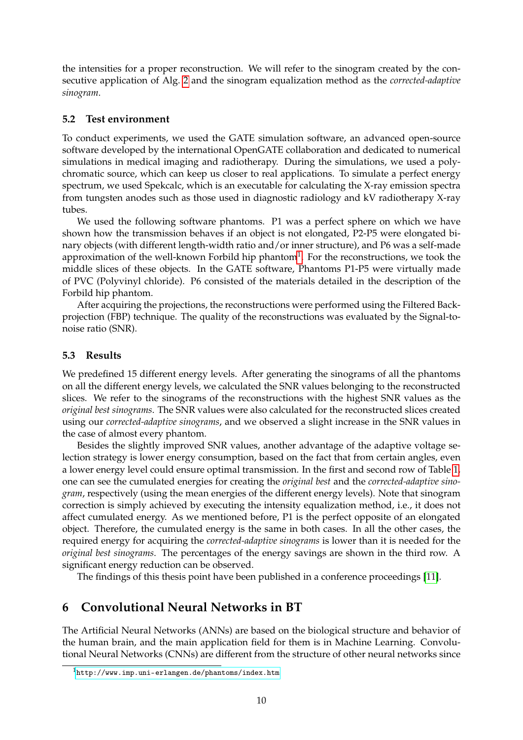the intensities for a proper reconstruction. We will refer to the sinogram created by the consecutive application of Alg. 2 and the sinogram equalization method as the *corrected-adaptive sinogram*.

### 5.2 Test environment

To conduct experiments, we used the GATE simulation software, an advanced open-source software developed by the international OpenGATE collaboration and dedicated to numerical simulations in medical imaging and radiotherapy. During the simulations, we used a polychromatic source, which can keep us closer to real applications. To simulate a perfect energy spectrum, we used Spekcalc, which is an executable for calculating the X-ray emission spectra from tungsten anodes such as those used in diagnostic radiology and kV radiotherapy X-ray tubes.

We used the following software phantoms. P1 was a perfect sphere on which we have shown how the transmission behaves if an object is not elongated, P2-P5 were elongated binary objects (with different length-width ratio and/or inner structure), and P6 was a self-made approximation of the well-known Forbild hip phantom[1]. For the reconstructions, we took the middle slices of these objects. In the GATE software, Phantoms P1-P5 were virtually made of PVC (Polyvinyl chloride). P6 consisted of the materials detailed in the description of the Forbild hip phantom.

After acquiring the projections, the reconstructions were performed using the Filtered Backprojection (FBP) technique. The quality of the reconstructions was evaluated by the Signal-to-noise ratio (SNR).

### 5.3 Results

We predefined 15 different energy levels. After generating the sinograms of all the phantoms on all the different energy levels, we calculated the SNR values belonging to the reconstructed slices. We refer to the sinograms of the reconstructions with the highest SNR values as the *original best sinograms*. The SNR values were also calculated for the reconstructed slices created using our *corrected-adaptive sinograms*, and we observed a slight increase in the SNR values in the case of almost every phantom.

Besides the slightly improved SNR values, another advantage of the adaptive voltage selection strategy is lower energy consumption, based on the fact that from certain angles, even a lower energy level could ensure optimal transmission. In the first and second row of Table 1, one can see the cumulated energies for creating the *original best* and the *corrected-adaptive sinogram*, respectively (using the mean energies of the different energy levels). Note that sinogram correction is simply achieved by executing the intensity equalization method, i.e., it does not affect cumulated energy. As we mentioned before, P1 is the perfect opposite of an elongated object. Therefore, the cumulated energy is the same in both cases. In all the other cases, the required energy for acquiring the *corrected-adaptive sinograms* is lower than it is needed for the *original best sinograms*. The percentages of the energy savings are shown in the third row. A significant energy reduction can be observed.

The findings of this thesis point have been published in a conference proceedings [11].

## 6 Convolutional Neural Networks in BT

The Artificial Neural Networks (ANNs) are based on the biological structure and behavior of the human brain, and the main application field for them is in Machine Learning. Convolutional Neural Networks (CNNs) are different from the structure of other neural networks since

[1] http://www.imp.uni-erlangen.de/phantoms/index.htm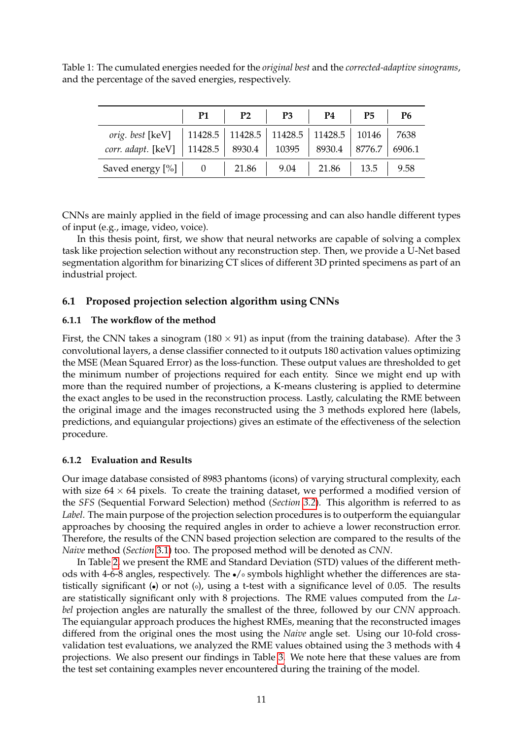Table 1: The cumulated energies needed for the *original best* and the *corrected-adaptive sinograms*, and the percentage of the saved energies, respectively.

| | P1 | P2 | P3 | P4 | P5 | P6 |
|---|---|---|---|---|---|---|
| *orig. best* [keV] | 11428.5 | 11428.5 | 11428.5 | 11428.5 | 10146 | 7638 |
| *corr. adapt.* [keV] | 11428.5 | 8930.4 | 10395 | 8930.4 | 8776.7 | 6906.1 |
| Saved energy [%] | 0 | 21.86 | 9.04 | 21.86 | 13.5 | 9.58 |

CNNs are mainly applied in the field of image processing and can also handle different types of input (e.g., image, video, voice).

In this thesis point, first, we show that neural networks are capable of solving a complex task like projection selection without any reconstruction step. Then, we provide a U-Net based segmentation algorithm for binarizing CT slices of different 3D printed specimens as part of an industrial project.

## 6.1 Proposed projection selection algorithm using CNNs

### 6.1.1 The workflow of the method

First, the CNN takes a sinogram ($180 \times 91$) as input (from the training database). After the 3 convolutional layers, a dense classifier connected to it outputs 180 activation values optimizing the MSE (Mean Squared Error) as the loss-function. These output values are thresholded to get the minimum number of projections required for each entity. Since we might end up with more than the required number of projections, a K-means clustering is applied to determine the exact angles to be used in the reconstruction process. Lastly, calculating the RME between the original image and the images reconstructed using the 3 methods explored here (labels, predictions, and equiangular projections) gives an estimate of the effectiveness of the selection procedure.

### 6.1.2 Evaluation and Results

Our image database consisted of 8983 phantoms (icons) of varying structural complexity, each with size $64 \times 64$ pixels. To create the training dataset, we performed a modified version of the *SFS* (Sequential Forward Selection) method (*Section 3.2*). This algorithm is referred to as *Label*. The main purpose of the projection selection procedures is to outperform the equiangular approaches by choosing the required angles in order to achieve a lower reconstruction error. Therefore, the results of the CNN based projection selection are compared to the results of the *Naive* method (*Section* 3.1) too. The proposed method will be denoted as *CNN*.

In Table 2, we present the RME and Standard Deviation (STD) values of the different methods with 4-6-8 angles, respectively. The •/◦ symbols highlight whether the differences are statistically significant (•) or not (◦), using a t-test with a significance level of 0.05. The results are statistically significant only with 8 projections. The RME values computed from the *Label* projection angles are naturally the smallest of the three, followed by our *CNN* approach. The equiangular approach produces the highest RMEs, meaning that the reconstructed images differed from the original ones the most using the *Naive* angle set. Using our 10-fold cross-validation test evaluations, we analyzed the RME values obtained using the 3 methods with 4 projections. We also present our findings in Table 3. We note here that these values are from the test set containing examples never encountered during the training of the model.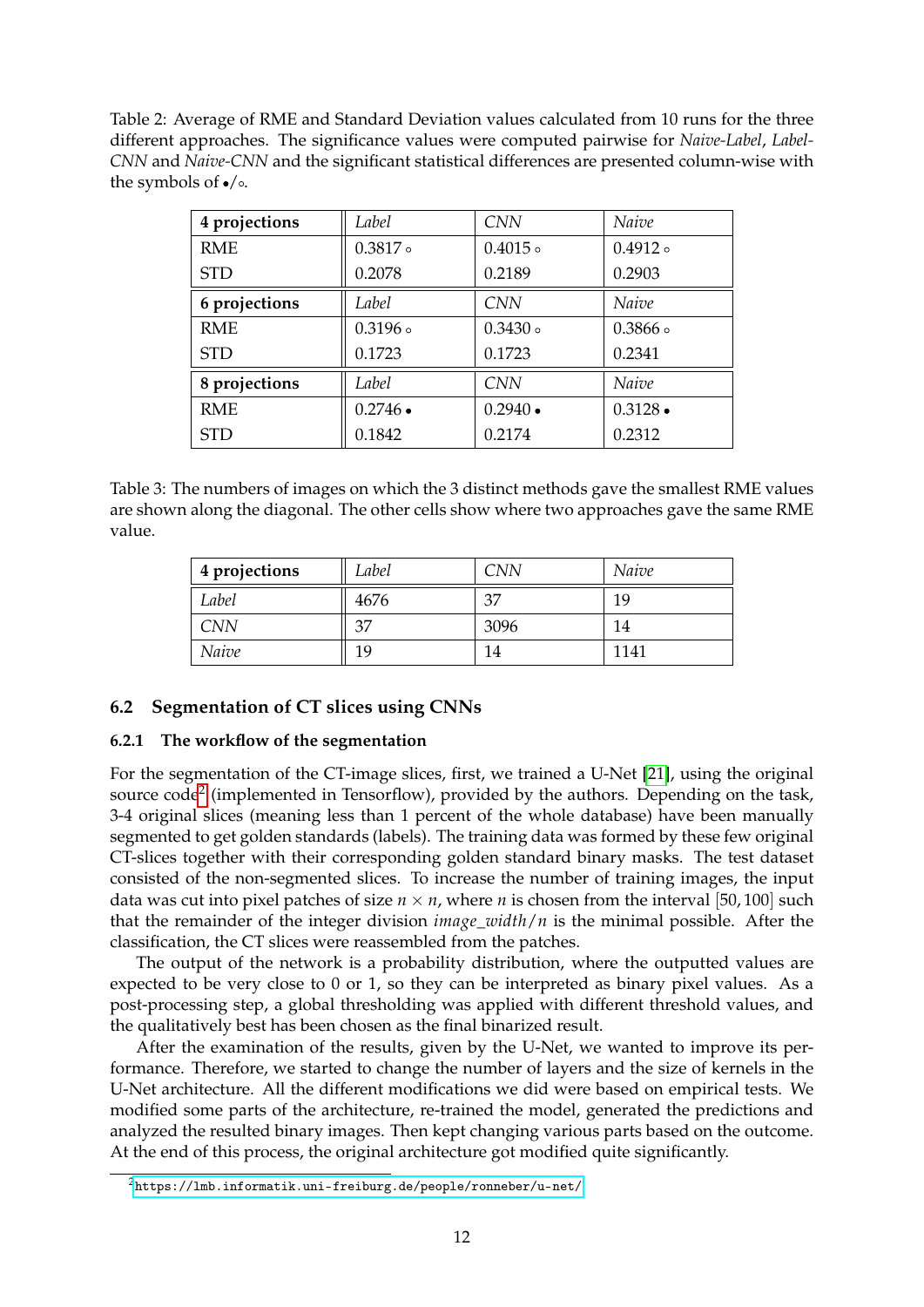Table 2: Average of RME and Standard Deviation values calculated from 10 runs for the three different approaches. The significance values were computed pairwise for *Naive-Label*, *Label-CNN* and *Naive-CNN* and the significant statistical differences are presented column-wise with the symbols of •/◦.

| **4 projections** | *Label* | *CNN* | *Naive* |
|---|---|---|---|
| RME | 0.3817 ◦ | 0.4015 ◦ | 0.4912 ◦ |
| STD | 0.2078 | 0.2189 | 0.2903 |
| **6 projections** | *Label* | *CNN* | *Naive* |
| RME | 0.3196 ◦ | 0.3430 ◦ | 0.3866 ◦ |
| STD | 0.1723 | 0.1723 | 0.2341 |
| **8 projections** | *Label* | *CNN* | *Naive* |
| RME | 0.2746 • | 0.2940 • | 0.3128 • |
| STD | 0.1842 | 0.2174 | 0.2312 |

Table 3: The numbers of images on which the 3 distinct methods gave the smallest RME values are shown along the diagonal. The other cells show where two approaches gave the same RME value.

| **4 projections** | *Label* | *CNN* | *Naive* |
|---|---|---|---|
| *Label* | 4676 | 37 | 19 |
| *CNN* | 37 | 3096 | 14 |
| *Naive* | 19 | 14 | 1141 |

## 6.2 Segmentation of CT slices using CNNs

### 6.2.1 The workflow of the segmentation

For the segmentation of the CT-image slices, first, we trained a U-Net [21], using the original source code[2] (implemented in Tensorflow), provided by the authors. Depending on the task, 3-4 original slices (meaning less than 1 percent of the whole database) have been manually segmented to get golden standards (labels). The training data was formed by these few original CT-slices together with their corresponding golden standard binary masks. The test dataset consisted of the non-segmented slices. To increase the number of training images, the input data was cut into pixel patches of size $n \times n$, where $n$ is chosen from the interval $[50, 100]$ such that the remainder of the integer division $image\_width/n$ is the minimal possible. After the classification, the CT slices were reassembled from the patches.

The output of the network is a probability distribution, where the outputted values are expected to be very close to 0 or 1, so they can be interpreted as binary pixel values. As a post-processing step, a global thresholding was applied with different threshold values, and the qualitatively best has been chosen as the final binarized result.

After the examination of the results, given by the U-Net, we wanted to improve its performance. Therefore, we started to change the number of layers and the size of kernels in the U-Net architecture. All the different modifications we did were based on empirical tests. We modified some parts of the architecture, re-trained the model, generated the predictions and analyzed the resulted binary images. Then kept changing various parts based on the outcome. At the end of this process, the original architecture got modified quite significantly.

[2] https://lmb.informatik.uni-freiburg.de/people/ronneber/u-net/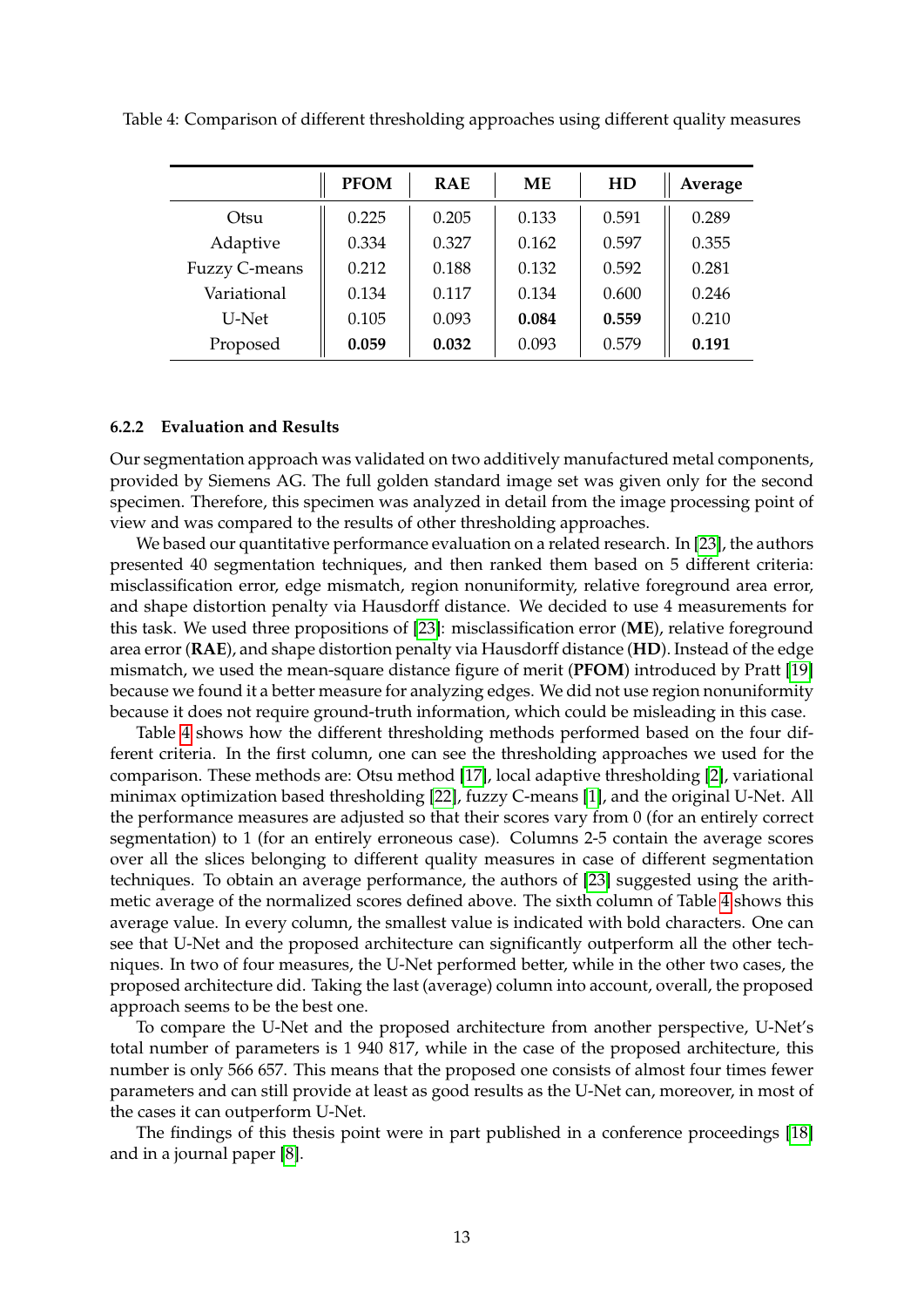Table 4: Comparison of different thresholding approaches using different quality measures

| | **PFOM** | **RAE** | **ME** | **HD** | **Average** |
|---|---|---|---|---|---|
| Otsu | 0.225 | 0.205 | 0.133 | 0.591 | 0.289 |
| Adaptive | 0.334 | 0.327 | 0.162 | 0.597 | 0.355 |
| Fuzzy C-means | 0.212 | 0.188 | 0.132 | 0.592 | 0.281 |
| Variational | 0.134 | 0.117 | 0.134 | 0.600 | 0.246 |
| U-Net | 0.105 | 0.093 | **0.084** | **0.559** | 0.210 |
| Proposed | **0.059** | **0.032** | 0.093 | 0.579 | **0.191** |

#### 6.2.2 Evaluation and Results

Our segmentation approach was validated on two additively manufactured metal components, provided by Siemens AG. The full golden standard image set was given only for the second specimen. Therefore, this specimen was analyzed in detail from the image processing point of view and was compared to the results of other thresholding approaches.

We based our quantitative performance evaluation on a related research. In [23], the authors presented 40 segmentation techniques, and then ranked them based on 5 different criteria: misclassification error, edge mismatch, region nonuniformity, relative foreground area error, and shape distortion penalty via Hausdorff distance. We decided to use 4 measurements for this task. We used three propositions of [23]: misclassification error (**ME**), relative foreground area error (**RAE**), and shape distortion penalty via Hausdorff distance (**HD**). Instead of the edge mismatch, we used the mean-square distance figure of merit (**PFOM**) introduced by Pratt [19] because we found it a better measure for analyzing edges. We did not use region nonuniformity because it does not require ground-truth information, which could be misleading in this case.

Table 4 shows how the different thresholding methods performed based on the four different criteria. In the first column, one can see the thresholding approaches we used for the comparison. These methods are: Otsu method [17], local adaptive thresholding [2], variational minimax optimization based thresholding [22], fuzzy C-means [1], and the original U-Net. All the performance measures are adjusted so that their scores vary from 0 (for an entirely correct segmentation) to 1 (for an entirely erroneous case). Columns 2-5 contain the average scores over all the slices belonging to different quality measures in case of different segmentation techniques. To obtain an average performance, the authors of [23] suggested using the arithmetic average of the normalized scores defined above. The sixth column of Table 4 shows this average value. In every column, the smallest value is indicated with bold characters. One can see that U-Net and the proposed architecture can significantly outperform all the other techniques. In two of four measures, the U-Net performed better, while in the other two cases, the proposed architecture did. Taking the last (average) column into account, overall, the proposed approach seems to be the best one.

To compare the U-Net and the proposed architecture from another perspective, U-Net's total number of parameters is 1 940 817, while in the case of the proposed architecture, this number is only 566 657. This means that the proposed one consists of almost four times fewer parameters and can still provide at least as good results as the U-Net can, moreover, in most of the cases it can outperform U-Net.

The findings of this thesis point were in part published in a conference proceedings [18] and in a journal paper [8].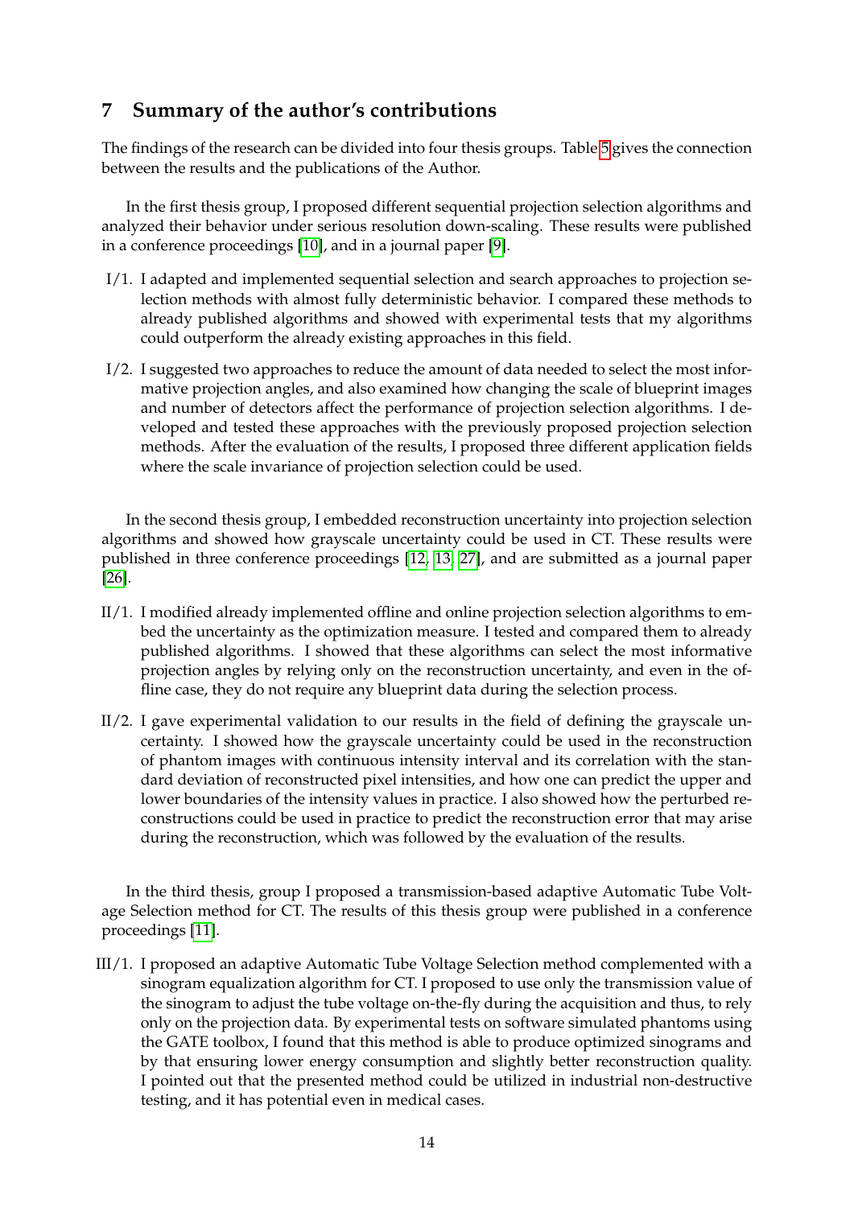## 7 Summary of the author's contributions

The findings of the research can be divided into four thesis groups. Table 5 gives the connection between the results and the publications of the Author.

In the first thesis group, I proposed different sequential projection selection algorithms and analyzed their behavior under serious resolution down-scaling. These results were published in a conference proceedings [10], and in a journal paper [9].

- I/1. I adapted and implemented sequential selection and search approaches to projection selection methods with almost fully deterministic behavior. I compared these methods to already published algorithms and showed with experimental tests that my algorithms could outperform the already existing approaches in this field.
- I/2. I suggested two approaches to reduce the amount of data needed to select the most informative projection angles, and also examined how changing the scale of blueprint images and number of detectors affect the performance of projection selection algorithms. I developed and tested these approaches with the previously proposed projection selection methods. After the evaluation of the results, I proposed three different application fields where the scale invariance of projection selection could be used.

In the second thesis group, I embedded reconstruction uncertainty into projection selection algorithms and showed how grayscale uncertainty could be used in CT. These results were published in three conference proceedings [12, 13, 27], and are submitted as a journal paper [26].

- II/1. I modified already implemented offline and online projection selection algorithms to embed the uncertainty as the optimization measure. I tested and compared them to already published algorithms. I showed that these algorithms can select the most informative projection angles by relying only on the reconstruction uncertainty, and even in the offline case, they do not require any blueprint data during the selection process.
- II/2. I gave experimental validation to our results in the field of defining the grayscale uncertainty. I showed how the grayscale uncertainty could be used in the reconstruction of phantom images with continuous intensity interval and its correlation with the standard deviation of reconstructed pixel intensities, and how one can predict the upper and lower boundaries of the intensity values in practice. I also showed how the perturbed reconstructions could be used in practice to predict the reconstruction error that may arise during the reconstruction, which was followed by the evaluation of the results.

In the third thesis, group I proposed a transmission-based adaptive Automatic Tube Voltage Selection method for CT. The results of this thesis group were published in a conference proceedings [11].

- III/1. I proposed an adaptive Automatic Tube Voltage Selection method complemented with a sinogram equalization algorithm for CT. I proposed to use only the transmission value of the sinogram to adjust the tube voltage on-the-fly during the acquisition and thus, to rely only on the projection data. By experimental tests on software simulated phantoms using the GATE toolbox, I found that this method is able to produce optimized sinograms and by that ensuring lower energy consumption and slightly better reconstruction quality. I pointed out that the presented method could be utilized in industrial non-destructive testing, and it has potential even in medical cases.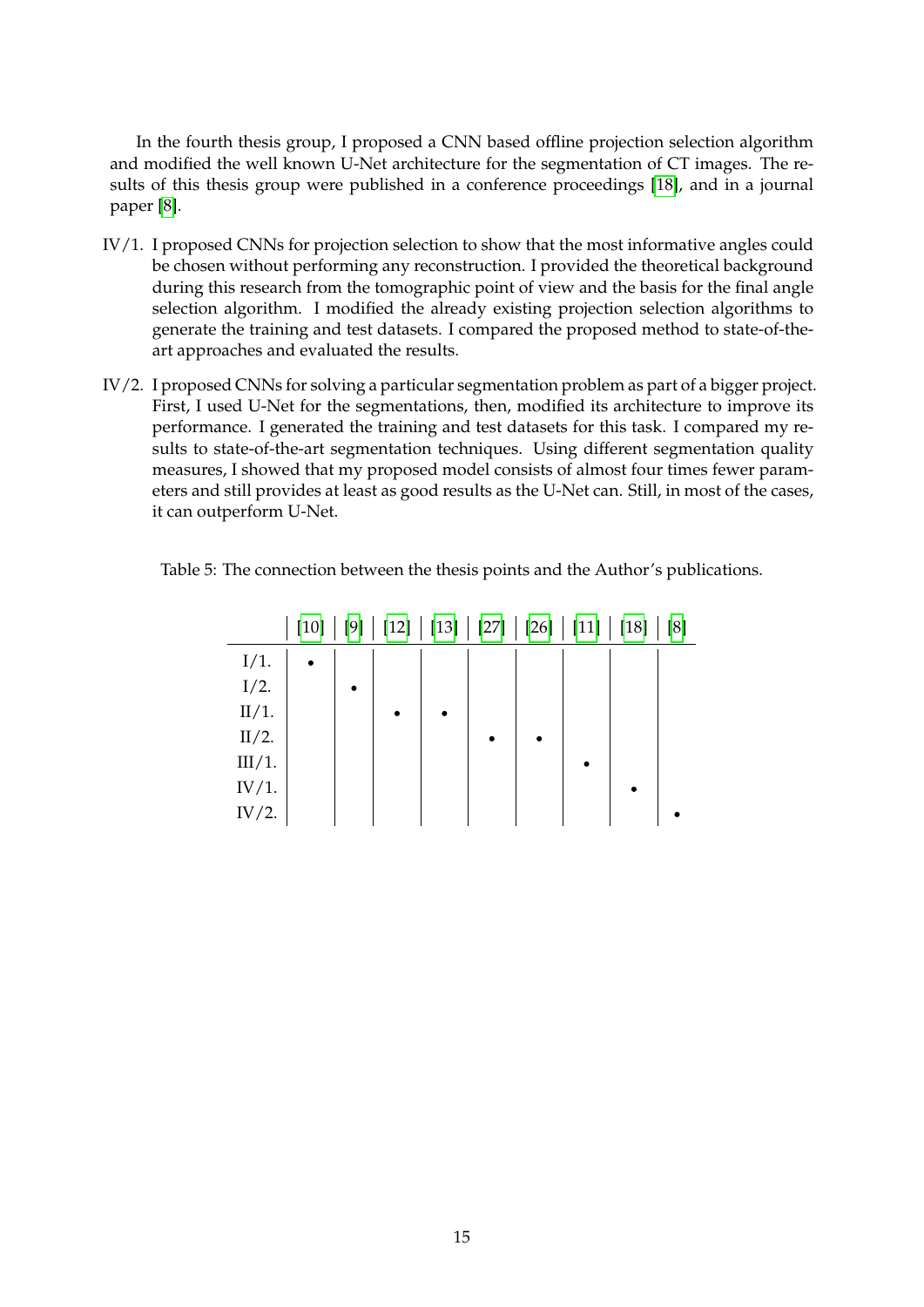In the fourth thesis group, I proposed a CNN based offline projection selection algorithm and modified the well known U-Net architecture for the segmentation of CT images. The results of this thesis group were published in a conference proceedings [18], and in a journal paper [8].

IV/1. I proposed CNNs for projection selection to show that the most informative angles could be chosen without performing any reconstruction. I provided the theoretical background during this research from the tomographic point of view and the basis for the final angle selection algorithm. I modified the already existing projection selection algorithms to generate the training and test datasets. I compared the proposed method to state-of-the-art approaches and evaluated the results.

IV/2. I proposed CNNs for solving a particular segmentation problem as part of a bigger project. First, I used U-Net for the segmentations, then, modified its architecture to improve its performance. I generated the training and test datasets for this task. I compared my results to state-of-the-art segmentation techniques. Using different segmentation quality measures, I showed that my proposed model consists of almost four times fewer parameters and still provides at least as good results as the U-Net can. Still, in most of the cases, it can outperform U-Net.

Table 5: The connection between the thesis points and the Author's publications.

| | [10] | [9] | [12] | [13] | [27] | [26] | [11] | [18] | [8] |
|---|---|---|---|---|---|---|---|---|---|
| I/1. | • | | | | | | | | |
| I/2. | | • | | | | | | | |
| II/1. | | | • | • | | | | | |
| II/2. | | | | | • | • | | | |
| III/1. | | | | | | | • | | |
| IV/1. | | | | | | | | • | |
| IV/2. | | | | | | | | | • |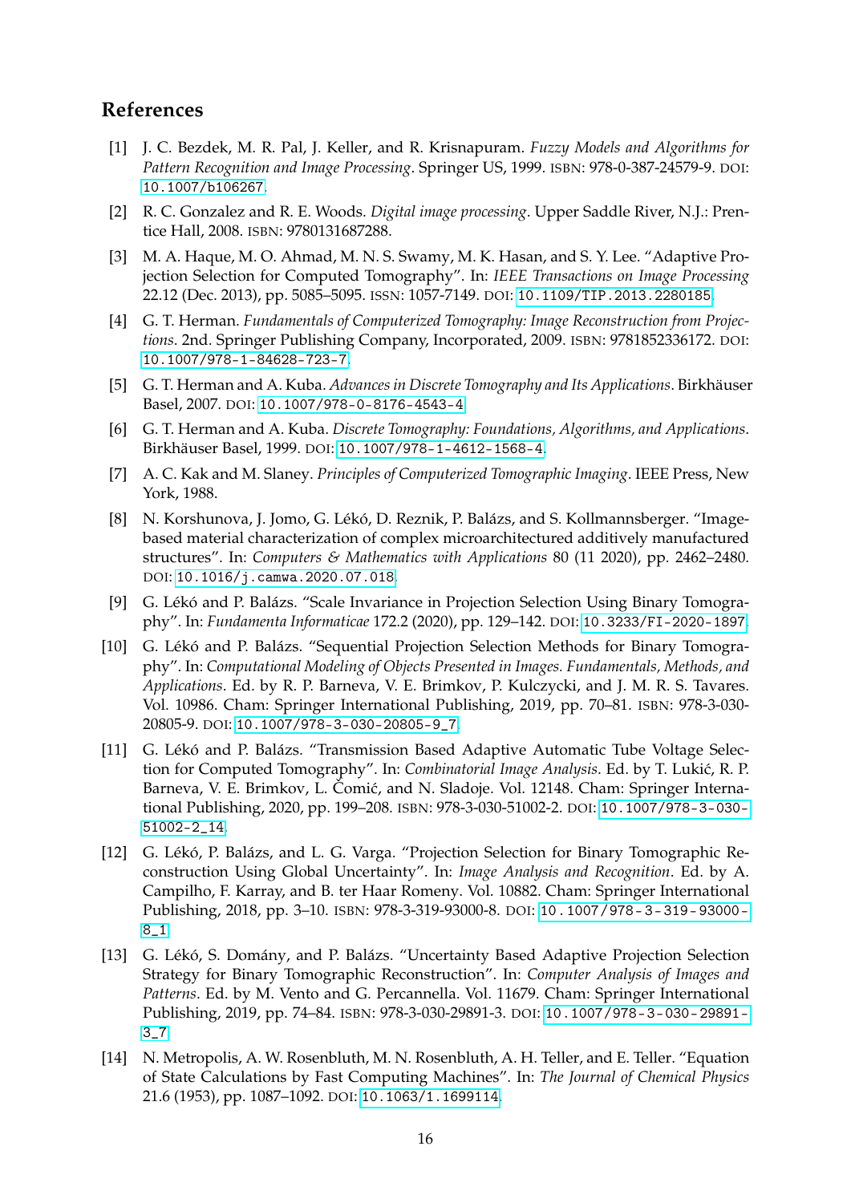## References

[1] J. C. Bezdek, M. R. Pal, J. Keller, and R. Krisnapuram. *Fuzzy Models and Algorithms for Pattern Recognition and Image Processing*. Springer US, 1999. ISBN: 978-0-387-24579-9. DOI: 10.1007/b106267.

[2] R. C. Gonzalez and R. E. Woods. *Digital image processing*. Upper Saddle River, N.J.: Prentice Hall, 2008. ISBN: 9780131687288.

[3] M. A. Haque, M. O. Ahmad, M. N. S. Swamy, M. K. Hasan, and S. Y. Lee. "Adaptive Projection Selection for Computed Tomography". In: *IEEE Transactions on Image Processing* 22.12 (Dec. 2013), pp. 5085–5095. ISSN: 1057-7149. DOI: 10.1109/TIP.2013.2280185.

[4] G. T. Herman. *Fundamentals of Computerized Tomography: Image Reconstruction from Projections*. 2nd. Springer Publishing Company, Incorporated, 2009. ISBN: 9781852336172. DOI: 10.1007/978-1-84628-723-7.

[5] G. T. Herman and A. Kuba. *Advances in Discrete Tomography and Its Applications*. Birkhäuser Basel, 2007. DOI: 10.1007/978-0-8176-4543-4.

[6] G. T. Herman and A. Kuba. *Discrete Tomography: Foundations, Algorithms, and Applications*. Birkhäuser Basel, 1999. DOI: 10.1007/978-1-4612-1568-4.

[7] A. C. Kak and M. Slaney. *Principles of Computerized Tomographic Imaging*. IEEE Press, New York, 1988.

[8] N. Korshunova, J. Jomo, G. Lékó, D. Reznik, P. Balázs, and S. Kollmannsberger. "Image-based material characterization of complex microarchitectured additively manufactured structures". In: *Computers & Mathematics with Applications* 80 (11 2020), pp. 2462–2480. DOI: 10.1016/j.camwa.2020.07.018.

[9] G. Lékó and P. Balázs. "Scale Invariance in Projection Selection Using Binary Tomography". In: *Fundamenta Informaticae* 172.2 (2020), pp. 129–142. DOI: 10.3233/FI-2020-1897.

[10] G. Lékó and P. Balázs. "Sequential Projection Selection Methods for Binary Tomography". In: *Computational Modeling of Objects Presented in Images. Fundamentals, Methods, and Applications*. Ed. by R. P. Barneva, V. E. Brimkov, P. Kulczycki, and J. M. R. S. Tavares. Vol. 10986. Cham: Springer International Publishing, 2019, pp. 70–81. ISBN: 978-3-030-20805-9. DOI: 10.1007/978-3-030-20805-9_7.

[11] G. Lékó and P. Balázs. "Transmission Based Adaptive Automatic Tube Voltage Selection for Computed Tomography". In: *Combinatorial Image Analysis*. Ed. by T. Lukić, R. P. Barneva, V. E. Brimkov, L. Čomić, and N. Sladoje. Vol. 12148. Cham: Springer International Publishing, 2020, pp. 199–208. ISBN: 978-3-030-51002-2. DOI: 10.1007/978-3-030-51002-2_14.

[12] G. Lékó, P. Balázs, and L. G. Varga. "Projection Selection for Binary Tomographic Reconstruction Using Global Uncertainty". In: *Image Analysis and Recognition*. Ed. by A. Campilho, F. Karray, and B. ter Haar Romeny. Vol. 10882. Cham: Springer International Publishing, 2018, pp. 3–10. ISBN: 978-3-319-93000-8. DOI: 10.1007/978-3-319-93000-8_1.

[13] G. Lékó, S. Domány, and P. Balázs. "Uncertainty Based Adaptive Projection Selection Strategy for Binary Tomographic Reconstruction". In: *Computer Analysis of Images and Patterns*. Ed. by M. Vento and G. Percannella. Vol. 11679. Cham: Springer International Publishing, 2019, pp. 74–84. ISBN: 978-3-030-29891-3. DOI: 10.1007/978-3-030-29891-3_7.

[14] N. Metropolis, A. W. Rosenbluth, M. N. Rosenbluth, A. H. Teller, and E. Teller. "Equation of State Calculations by Fast Computing Machines". In: *The Journal of Chemical Physics* 21.6 (1953), pp. 1087–1092. DOI: 10.1063/1.1699114.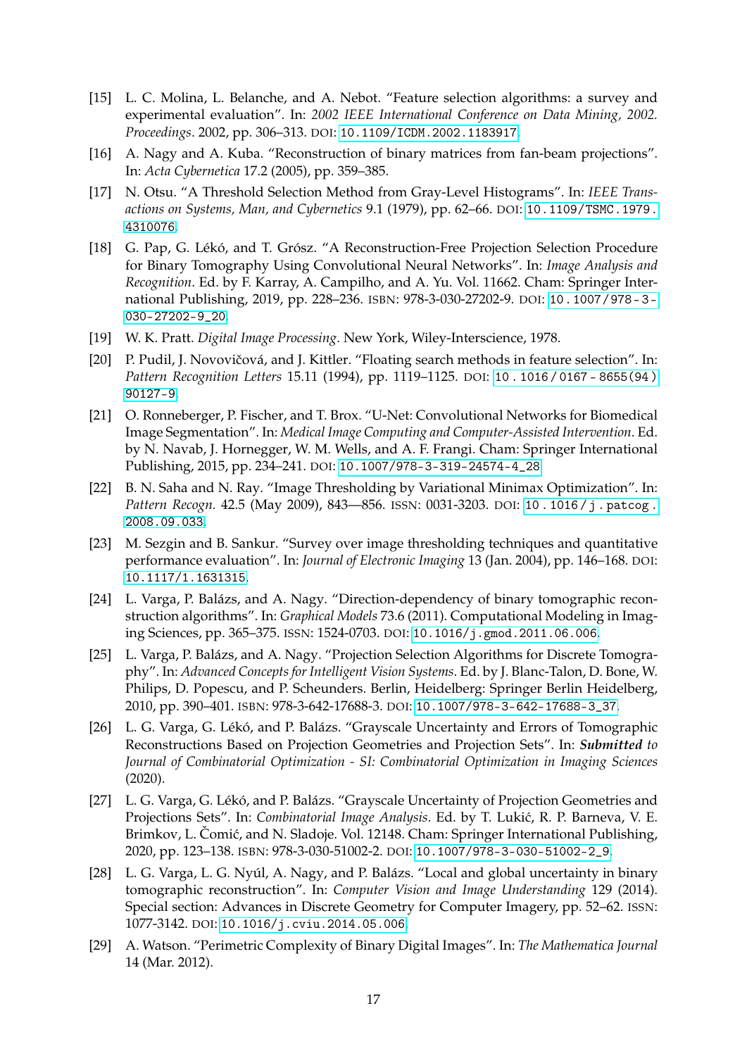- [15] L. C. Molina, L. Belanche, and A. Nebot. "Feature selection algorithms: a survey and experimental evaluation". In: *2002 IEEE International Conference on Data Mining, 2002. Proceedings*. 2002, pp. 306–313. DOI: 10.1109/ICDM.2002.1183917.
- [16] A. Nagy and A. Kuba. "Reconstruction of binary matrices from fan-beam projections". In: *Acta Cybernetica* 17.2 (2005), pp. 359–385.
- [17] N. Otsu. "A Threshold Selection Method from Gray-Level Histograms". In: *IEEE Transactions on Systems, Man, and Cybernetics* 9.1 (1979), pp. 62–66. DOI: 10.1109/TSMC.1979.4310076.
- [18] G. Pap, G. Lékó, and T. Grósz. "A Reconstruction-Free Projection Selection Procedure for Binary Tomography Using Convolutional Neural Networks". In: *Image Analysis and Recognition*. Ed. by F. Karray, A. Campilho, and A. Yu. Vol. 11662. Cham: Springer International Publishing, 2019, pp. 228–236. ISBN: 978-3-030-27202-9. DOI: 10.1007/978-3-030-27202-9_20.
- [19] W. K. Pratt. *Digital Image Processing*. New York, Wiley-Interscience, 1978.
- [20] P. Pudil, J. Novovičová, and J. Kittler. "Floating search methods in feature selection". In: *Pattern Recognition Letters* 15.11 (1994), pp. 1119–1125. DOI: 10.1016/0167-8655(94)90127-9.
- [21] O. Ronneberger, P. Fischer, and T. Brox. "U-Net: Convolutional Networks for Biomedical Image Segmentation". In: *Medical Image Computing and Computer-Assisted Intervention*. Ed. by N. Navab, J. Hornegger, W. M. Wells, and A. F. Frangi. Cham: Springer International Publishing, 2015, pp. 234–241. DOI: 10.1007/978-3-319-24574-4_28.
- [22] B. N. Saha and N. Ray. "Image Thresholding by Variational Minimax Optimization". In: *Pattern Recogn.* 42.5 (May 2009), 843—856. ISSN: 0031-3203. DOI: 10.1016/j.patcog.2008.09.033.
- [23] M. Sezgin and B. Sankur. "Survey over image thresholding techniques and quantitative performance evaluation". In: *Journal of Electronic Imaging* 13 (Jan. 2004), pp. 146–168. DOI: 10.1117/1.1631315.
- [24] L. Varga, P. Balázs, and A. Nagy. "Direction-dependency of binary tomographic reconstruction algorithms". In: *Graphical Models* 73.6 (2011). Computational Modeling in Imaging Sciences, pp. 365–375. ISSN: 1524-0703. DOI: 10.1016/j.gmod.2011.06.006.
- [25] L. Varga, P. Balázs, and A. Nagy. "Projection Selection Algorithms for Discrete Tomography". In: *Advanced Concepts for Intelligent Vision Systems*. Ed. by J. Blanc-Talon, D. Bone, W. Philips, D. Popescu, and P. Scheunders. Berlin, Heidelberg: Springer Berlin Heidelberg, 2010, pp. 390–401. ISBN: 978-3-642-17688-3. DOI: 10.1007/978-3-642-17688-3_37.
- [26] L. G. Varga, G. Lékó, and P. Balázs. "Grayscale Uncertainty and Errors of Tomographic Reconstructions Based on Projection Geometries and Projection Sets". In: ***Submitted** to Journal of Combinatorial Optimization - SI: Combinatorial Optimization in Imaging Sciences* (2020).
- [27] L. G. Varga, G. Lékó, and P. Balázs. "Grayscale Uncertainty of Projection Geometries and Projections Sets". In: *Combinatorial Image Analysis*. Ed. by T. Lukić, R. P. Barneva, V. E. Brimkov, L. Čomić, and N. Sladoje. Vol. 12148. Cham: Springer International Publishing, 2020, pp. 123–138. ISBN: 978-3-030-51002-2. DOI: 10.1007/978-3-030-51002-2_9.
- [28] L. G. Varga, L. G. Nyúl, A. Nagy, and P. Balázs. "Local and global uncertainty in binary tomographic reconstruction". In: *Computer Vision and Image Understanding* 129 (2014). Special section: Advances in Discrete Geometry for Computer Imagery, pp. 52–62. ISSN: 1077-3142. DOI: 10.1016/j.cviu.2014.05.006.
- [29] A. Watson. "Perimetric Complexity of Binary Digital Images". In: *The Mathematica Journal* 14 (Mar. 2012).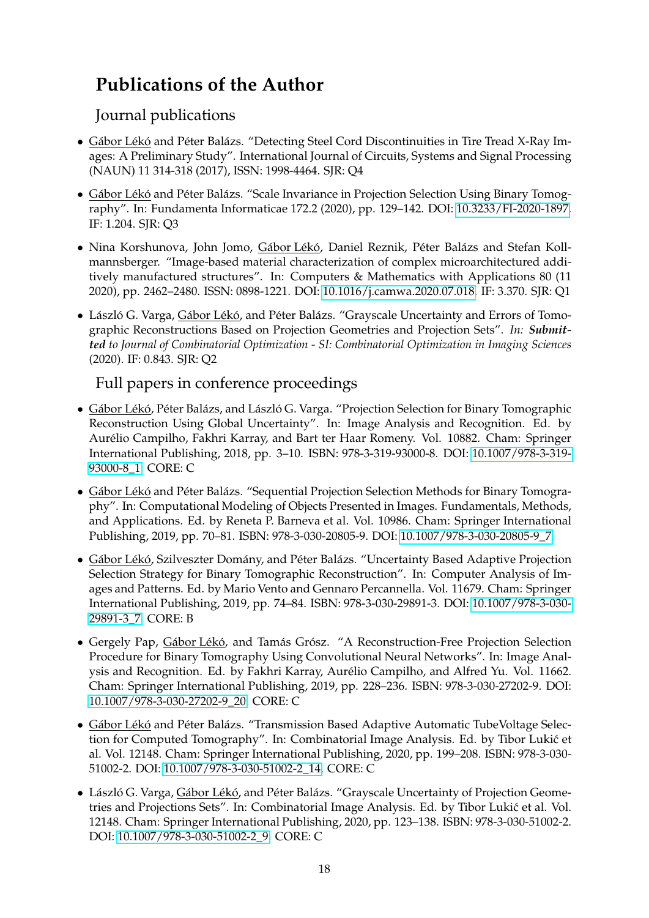# Publications of the Author

## Journal publications

- Gábor Lékó and Péter Balázs. "Detecting Steel Cord Discontinuities in Tire Tread X-Ray Images: A Preliminary Study". International Journal of Circuits, Systems and Signal Processing (NAUN) 11 314-318 (2017), ISSN: 1998-4464. SJR: Q4
- Gábor Lékó and Péter Balázs. "Scale Invariance in Projection Selection Using Binary Tomography". In: Fundamenta Informaticae 172.2 (2020), pp. 129–142. DOI: 10.3233/FI-2020-1897. IF: 1.204. SJR: Q3
- Nina Korshunova, John Jomo, Gábor Lékó, Daniel Reznik, Péter Balázs and Stefan Kollmannsberger. "Image-based material characterization of complex microarchitectured additively manufactured structures". In: Computers & Mathematics with Applications 80 (11 2020), pp. 2462–2480. ISSN: 0898-1221. DOI: 10.1016/j.camwa.2020.07.018. IF: 3.370. SJR: Q1
- László G. Varga, Gábor Lékó, and Péter Balázs. "Grayscale Uncertainty and Errors of Tomographic Reconstructions Based on Projection Geometries and Projection Sets". *In: **Submitted** to Journal of Combinatorial Optimization - SI: Combinatorial Optimization in Imaging Sciences* (2020). IF: 0.843. SJR: Q2

## Full papers in conference proceedings

- Gábor Lékó, Péter Balázs, and László G. Varga. "Projection Selection for Binary Tomographic Reconstruction Using Global Uncertainty". In: Image Analysis and Recognition. Ed. by Aurélio Campilho, Fakhri Karray, and Bart ter Haar Romeny. Vol. 10882. Cham: Springer International Publishing, 2018, pp. 3–10. ISBN: 978-3-319-93000-8. DOI: 10.1007/978-3-319-93000-8_1. CORE: C
- Gábor Lékó and Péter Balázs. "Sequential Projection Selection Methods for Binary Tomography". In: Computational Modeling of Objects Presented in Images. Fundamentals, Methods, and Applications. Ed. by Reneta P. Barneva et al. Vol. 10986. Cham: Springer International Publishing, 2019, pp. 70–81. ISBN: 978-3-030-20805-9. DOI: 10.1007/978-3-030-20805-9_7.
- Gábor Lékó, Szilveszter Domány, and Péter Balázs. "Uncertainty Based Adaptive Projection Selection Strategy for Binary Tomographic Reconstruction". In: Computer Analysis of Images and Patterns. Ed. by Mario Vento and Gennaro Percannella. Vol. 11679. Cham: Springer International Publishing, 2019, pp. 74–84. ISBN: 978-3-030-29891-3. DOI: 10.1007/978-3-030-29891-3_7. CORE: B
- Gergely Pap, Gábor Lékó, and Tamás Grósz. "A Reconstruction-Free Projection Selection Procedure for Binary Tomography Using Convolutional Neural Networks". In: Image Analysis and Recognition. Ed. by Fakhri Karray, Aurélio Campilho, and Alfred Yu. Vol. 11662. Cham: Springer International Publishing, 2019, pp. 228–236. ISBN: 978-3-030-27202-9. DOI: 10.1007/978-3-030-27202-9_20. CORE: C
- Gábor Lékó and Péter Balázs. "Transmission Based Adaptive Automatic TubeVoltage Selection for Computed Tomography". In: Combinatorial Image Analysis. Ed. by Tibor Lukić et al. Vol. 12148. Cham: Springer International Publishing, 2020, pp. 199–208. ISBN: 978-3-030-51002-2. DOI: 10.1007/978-3-030-51002-2_14. CORE: C
- László G. Varga, Gábor Lékó, and Péter Balázs. "Grayscale Uncertainty of Projection Geometries and Projections Sets". In: Combinatorial Image Analysis. Ed. by Tibor Lukić et al. Vol. 12148. Cham: Springer International Publishing, 2020, pp. 123–138. ISBN: 978-3-030-51002-2. DOI: 10.1007/978-3-030-51002-2_9. CORE: C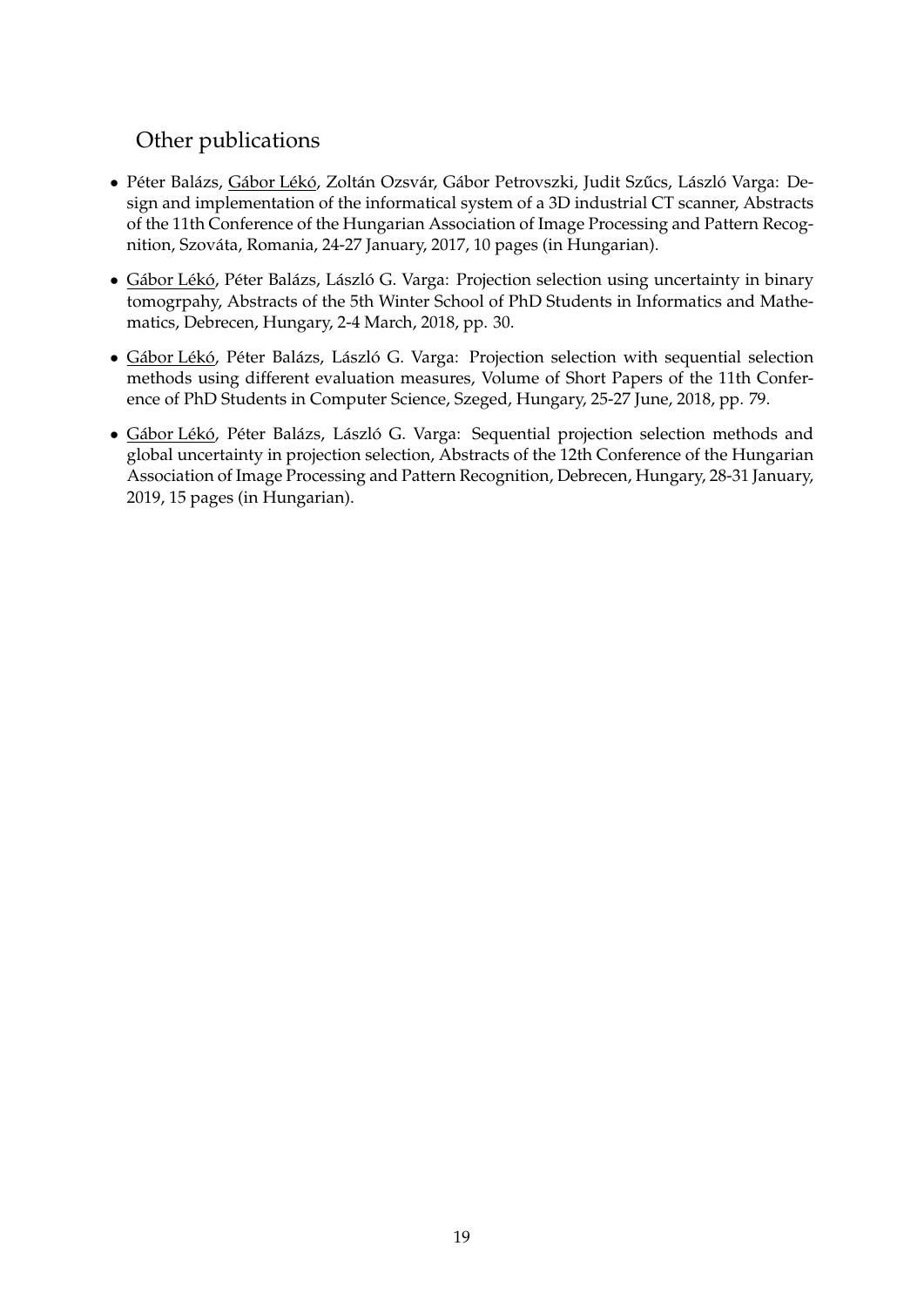## Other publications

- Péter Balázs, Gábor Lékó, Zoltán Ozsvár, Gábor Petrovszki, Judit Szűcs, László Varga: Design and implementation of the informatical system of a 3D industrial CT scanner, Abstracts of the 11th Conference of the Hungarian Association of Image Processing and Pattern Recognition, Szováta, Romania, 24-27 January, 2017, 10 pages (in Hungarian).
- Gábor Lékó, Péter Balázs, László G. Varga: Projection selection using uncertainty in binary tomogrpahy, Abstracts of the 5th Winter School of PhD Students in Informatics and Mathematics, Debrecen, Hungary, 2-4 March, 2018, pp. 30.
- Gábor Lékó, Péter Balázs, László G. Varga: Projection selection with sequential selection methods using different evaluation measures, Volume of Short Papers of the 11th Conference of PhD Students in Computer Science, Szeged, Hungary, 25-27 June, 2018, pp. 79.
- Gábor Lékó, Péter Balázs, László G. Varga: Sequential projection selection methods and global uncertainty in projection selection, Abstracts of the 12th Conference of the Hungarian Association of Image Processing and Pattern Recognition, Debrecen, Hungary, 28-31 January, 2019, 15 pages (in Hungarian).